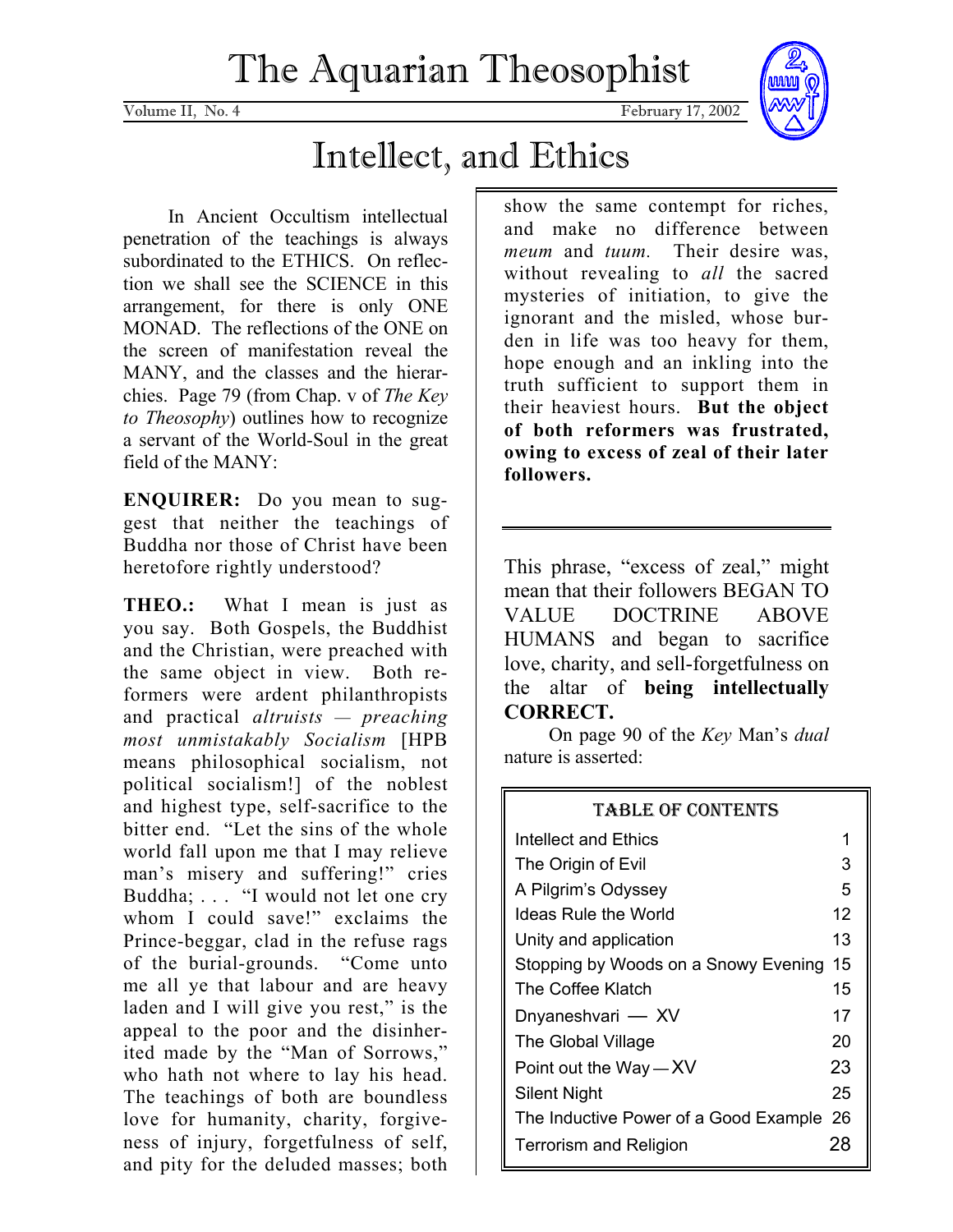# The Aquarian Theosophist

Volume II, No. 4 February 17, 2002

## Intellect, and Ethics

In Ancient Occultism intellectual penetration of the teachings is always subordinated to the ETHICS. On reflection we shall see the SCIENCE in this arrangement, for there is only ONE MONAD. The reflections of the ONE on the screen of manifestation reveal the MANY, and the classes and the hierarchies. Page 79 (from Chap. v of *The Key to Theosophy*) outlines how to recognize a servant of the World-Soul in the great field of the MANY:

**ENQUIRER:** Do you mean to suggest that neither the teachings of Buddha nor those of Christ have been heretofore rightly understood?

**THEO.:** What I mean is just as you say. Both Gospels, the Buddhist and the Christian, were preached with the same object in view. Both reformers were ardent philanthropists and practical *altruists — preaching most unmistakably Socialism* [HPB means philosophical socialism, not political socialism!] of the noblest and highest type, self-sacrifice to the bitter end. "Let the sins of the whole world fall upon me that I may relieve man's misery and suffering!" cries Buddha; . . . "I would not let one cry whom I could save!" exclaims the Prince-beggar, clad in the refuse rags of the burial-grounds. "Come unto me all ye that labour and are heavy laden and I will give you rest," is the appeal to the poor and the disinherited made by the "Man of Sorrows," who hath not where to lay his head. The teachings of both are boundless love for humanity, charity, forgiveness of injury, forgetfulness of self, and pity for the deluded masses; both show the same contempt for riches, and make no difference between *meum* and *tuum.* Their desire was, without revealing to *all* the sacred mysteries of initiation, to give the ignorant and the misled, whose burden in life was too heavy for them, hope enough and an inkling into the truth sufficient to support them in their heaviest hours. **But the object of both reformers was frustrated, owing to excess of zeal of their later followers.**

This phrase, "excess of zeal," might mean that their followers BEGAN TO VALUE DOCTRINE ABOVE HUMANS and began to sacrifice love, charity, and sell-forgetfulness on the altar of **being intellectually CORRECT.**

On page 90 of the *Key* Man's *dual* nature is asserted:

| TABLE OF CONTENTS | |
|---|---|
| Intellect and Ethics | 1 |
| The Origin of Evil | 3 |
| A Pilgrim's Odyssey | 5 |
| Ideas Rule the World | 12 |
| Unity and application | 13 |
| Stopping by Woods on a Snowy Evening | 15 |
| The Coffee Klatch | 15 |
| Dnyaneshvari — XV | 17 |
| The Global Village | 20 |
| Point out the Way — XV | 23 |
| Silent Night | 25 |
| The Inductive Power of a Good Example | 26 |
| Terrorism and Religion | 28 |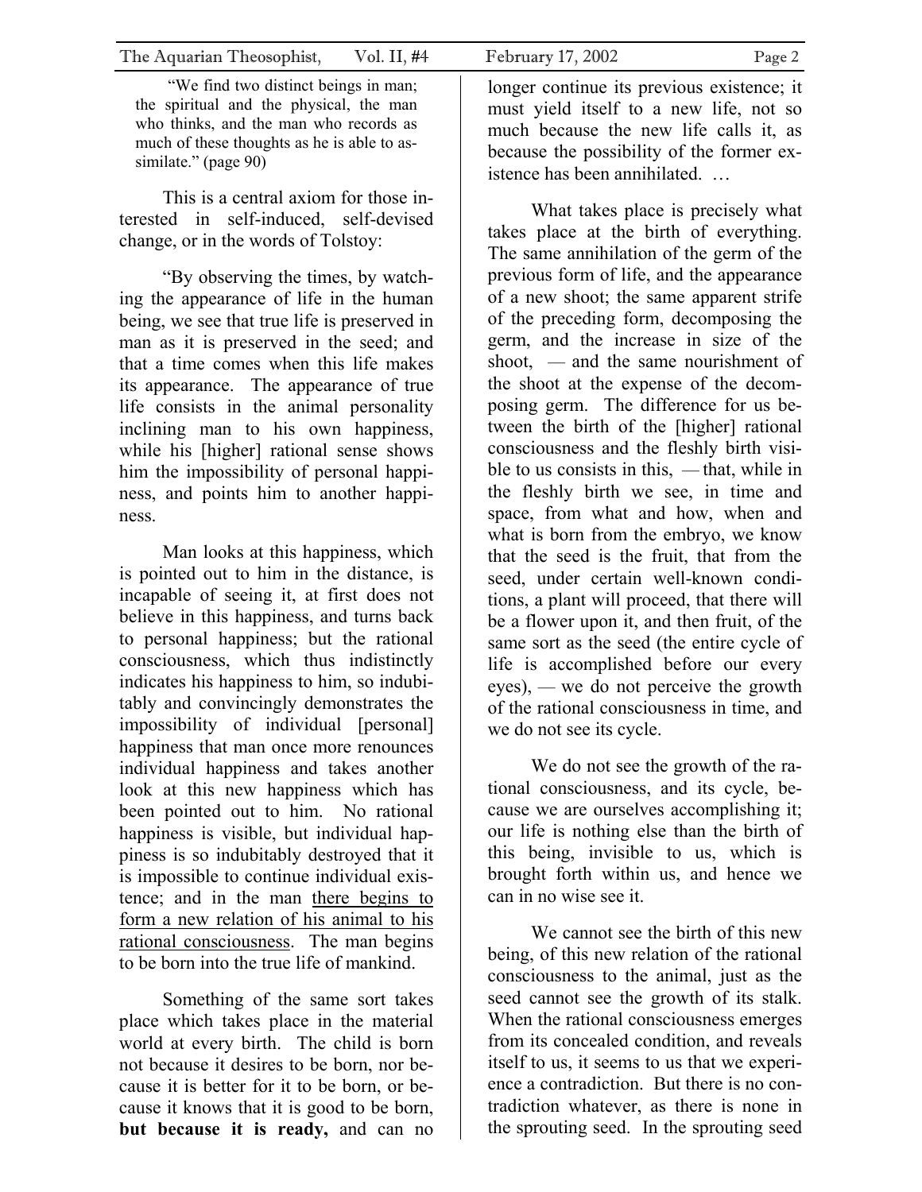> "We find two distinct beings in man; the spiritual and the physical, the man who thinks, and the man who records as much of these thoughts as he is able to assimilate." (page 90)

This is a central axiom for those interested in self-induced, self-devised change, or in the words of Tolstoy:

"By observing the times, by watching the appearance of life in the human being, we see that true life is preserved in man as it is preserved in the seed; and that a time comes when this life makes its appearance. The appearance of true life consists in the animal personality inclining man to his own happiness, while his [higher] rational sense shows him the impossibility of personal happiness, and points him to another happiness.

Man looks at this happiness, which is pointed out to him in the distance, is incapable of seeing it, at first does not believe in this happiness, and turns back to personal happiness; but the rational consciousness, which thus indistinctly indicates his happiness to him, so indubitably and convincingly demonstrates the impossibility of individual [personal] happiness that man once more renounces individual happiness and takes another look at this new happiness which has been pointed out to him. No rational happiness is visible, but individual happiness is so indubitably destroyed that it is impossible to continue individual existence; and in the man <u>there begins to form a new relation of his animal to his rational consciousness</u>. The man begins to be born into the true life of mankind.

Something of the same sort takes place which takes place in the material world at every birth. The child is born not because it desires to be born, nor because it is better for it to be born, or because it knows that it is good to be born, **but because it is ready,** and can no longer continue its previous existence; it must yield itself to a new life, not so much because the new life calls it, as because the possibility of the former existence has been annihilated. …

What takes place is precisely what takes place at the birth of everything. The same annihilation of the germ of the previous form of life, and the appearance of a new shoot; the same apparent strife of the preceding form, decomposing the germ, and the increase in size of the shoot, — and the same nourishment of the shoot at the expense of the decomposing germ. The difference for us between the birth of the [higher] rational consciousness and the fleshly birth visible to us consists in this, — that, while in the fleshly birth we see, in time and space, from what and how, when and what is born from the embryo, we know that the seed is the fruit, that from the seed, under certain well-known conditions, a plant will proceed, that there will be a flower upon it, and then fruit, of the same sort as the seed (the entire cycle of life is accomplished before our every eyes), — we do not perceive the growth of the rational consciousness in time, and we do not see its cycle.

We do not see the growth of the rational consciousness, and its cycle, because we are ourselves accomplishing it; our life is nothing else than the birth of this being, invisible to us, which is brought forth within us, and hence we can in no wise see it.

We cannot see the birth of this new being, of this new relation of the rational consciousness to the animal, just as the seed cannot see the growth of its stalk. When the rational consciousness emerges from its concealed condition, and reveals itself to us, it seems to us that we experience a contradiction. But there is no contradiction whatever, as there is none in the sprouting seed. In the sprouting seed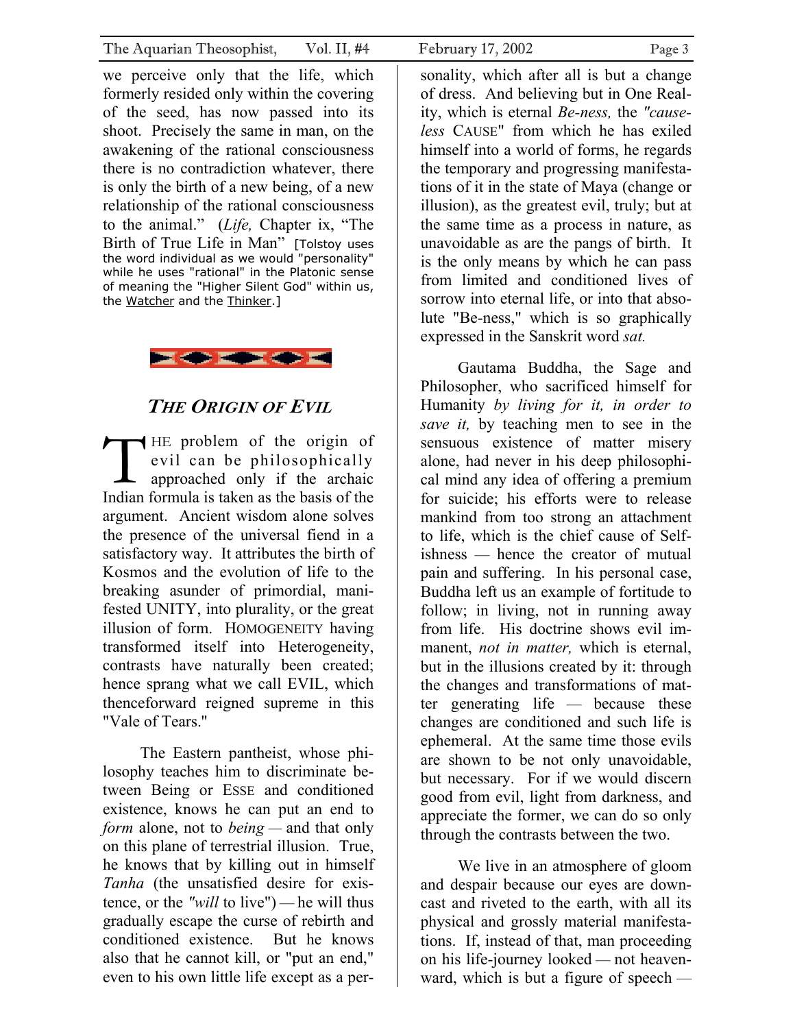we perceive only that the life, which formerly resided only within the covering of the seed, has now passed into its shoot. Precisely the same in man, on the awakening of the rational consciousness there is no contradiction whatever, there is only the birth of a new being, of a new relationship of the rational consciousness to the animal." (*Life,* Chapter ix, "The Birth of True Life in Man" [Tolstoy uses the word individual as we would "personality" while he uses "rational" in the Platonic sense of meaning the "Higher Silent God" within us, the Watcher and the Thinker.]

## *THE ORIGIN OF EVIL*

THE problem of the origin of evil can be philosophically approached only if the archaic Indian formula is taken as the basis of the argument. Ancient wisdom alone solves the presence of the universal fiend in a satisfactory way. It attributes the birth of Kosmos and the evolution of life to the breaking asunder of primordial, manifested UNITY, into plurality, or the great illusion of form. HOMOGENEITY having transformed itself into Heterogeneity, contrasts have naturally been created; hence sprang what we call EVIL, which thenceforward reigned supreme in this "Vale of Tears."

The Eastern pantheist, whose philosophy teaches him to discriminate between Being or ESSE and conditioned existence, knows he can put an end to *form* alone, not to *being* — and that only on this plane of terrestrial illusion. True, he knows that by killing out in himself *Tanha* (the unsatisfied desire for existence, or the "*will* to live") — he will thus gradually escape the curse of rebirth and conditioned existence. But he knows also that he cannot kill, or "put an end," even to his own little life except as a personality, which after all is but a change of dress. And believing but in One Reality, which is eternal *Be-ness,* the "*causeless* CAUSE" from which he has exiled himself into a world of forms, he regards the temporary and progressing manifestations of it in the state of Maya (change or illusion), as the greatest evil, truly; but at the same time as a process in nature, as unavoidable as are the pangs of birth. It is the only means by which he can pass from limited and conditioned lives of sorrow into eternal life, or into that absolute "Be-ness," which is so graphically expressed in the Sanskrit word *sat.*

Gautama Buddha, the Sage and Philosopher, who sacrificed himself for Humanity *by living for it, in order to save it,* by teaching men to see in the sensuous existence of matter misery alone, had never in his deep philosophical mind any idea of offering a premium for suicide; his efforts were to release mankind from too strong an attachment to life, which is the chief cause of Selfishness — hence the creator of mutual pain and suffering. In his personal case, Buddha left us an example of fortitude to follow; in living, not in running away from life. His doctrine shows evil immanent, *not in matter,* which is eternal, but in the illusions created by it: through the changes and transformations of matter generating life — because these changes are conditioned and such life is ephemeral. At the same time those evils are shown to be not only unavoidable, but necessary. For if we would discern good from evil, light from darkness, and appreciate the former, we can do so only through the contrasts between the two.

We live in an atmosphere of gloom and despair because our eyes are downcast and riveted to the earth, with all its physical and grossly material manifestations. If, instead of that, man proceeding on his life-journey looked — not heavenward, which is but a figure of speech —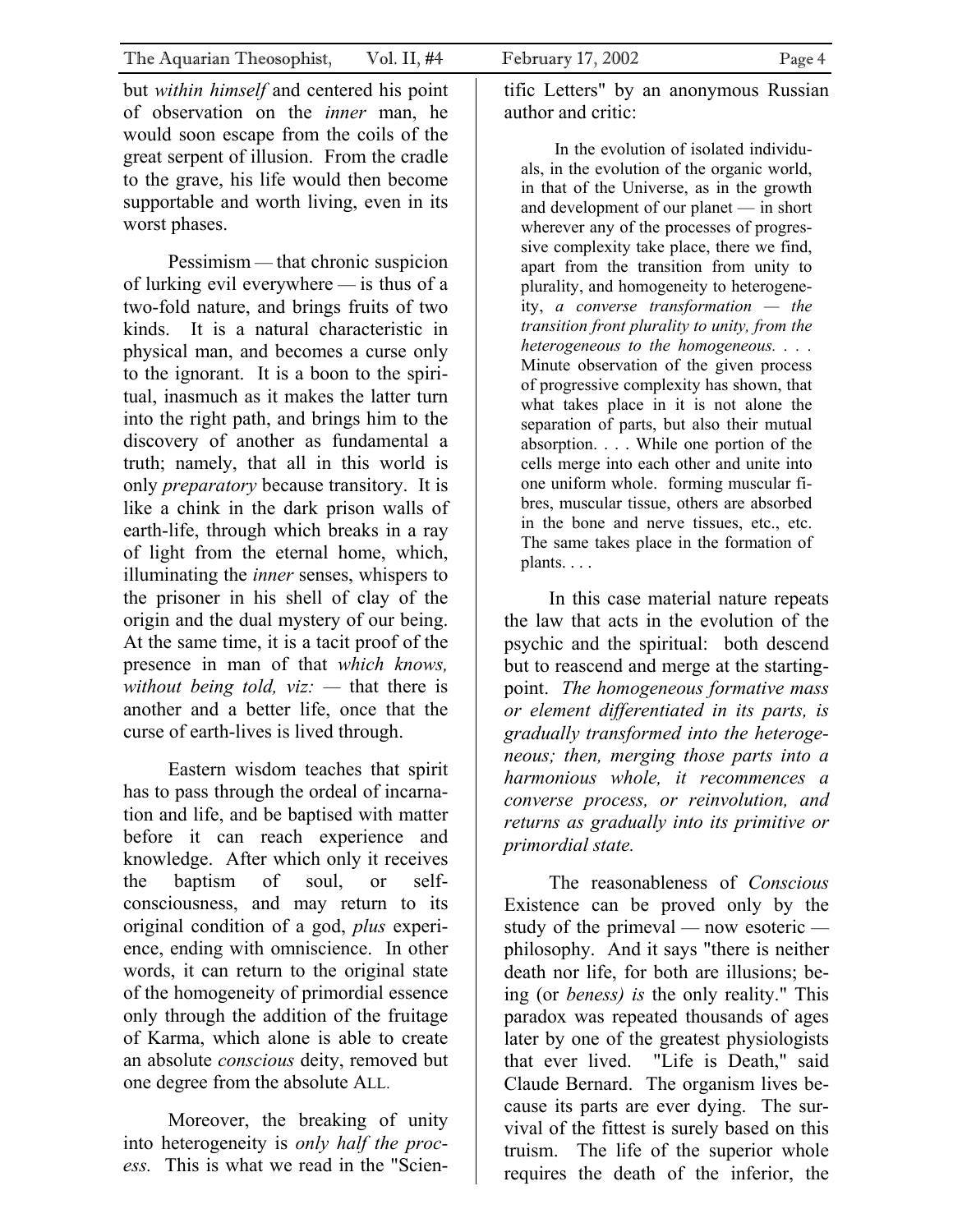but *within himself* and centered his point of observation on the *inner* man, he would soon escape from the coils of the great serpent of illusion. From the cradle to the grave, his life would then become supportable and worth living, even in its worst phases.

Pessimism — that chronic suspicion of lurking evil everywhere — is thus of a two-fold nature, and brings fruits of two kinds. It is a natural characteristic in physical man, and becomes a curse only to the ignorant. It is a boon to the spiritual, inasmuch as it makes the latter turn into the right path, and brings him to the discovery of another as fundamental a truth; namely, that all in this world is only *preparatory* because transitory. It is like a chink in the dark prison walls of earth-life, through which breaks in a ray of light from the eternal home, which, illuminating the *inner* senses, whispers to the prisoner in his shell of clay of the origin and the dual mystery of our being. At the same time, it is a tacit proof of the presence in man of that *which knows, without being told, viz:* — that there is another and a better life, once that the curse of earth-lives is lived through.

Eastern wisdom teaches that spirit has to pass through the ordeal of incarnation and life, and be baptised with matter before it can reach experience and knowledge. After which only it receives the baptism of soul, or self-consciousness, and may return to its original condition of a god, *plus* experience, ending with omniscience. In other words, it can return to the original state of the homogeneity of primordial essence only through the addition of the fruitage of Karma, which alone is able to create an absolute *conscious* deity, removed but one degree from the absolute ALL.

Moreover, the breaking of unity into heterogeneity is *only half the process.* This is what we read in the "Scientific Letters" by an anonymous Russian author and critic:

> In the evolution of isolated individuals, in the evolution of the organic world, in that of the Universe, as in the growth and development of our planet — in short wherever any of the processes of progressive complexity take place, there we find, apart from the transition from unity to plurality, and homogeneity to heterogeneity, *a converse transformation — the transition front plurality to unity, from the heterogeneous to the homogeneous. . . .* Minute observation of the given process of progressive complexity has shown, that what takes place in it is not alone the separation of parts, but also their mutual absorption. . . . While one portion of the cells merge into each other and unite into one uniform whole. forming muscular fibres, muscular tissue, others are absorbed in the bone and nerve tissues, etc., etc. The same takes place in the formation of plants. . . .

In this case material nature repeats the law that acts in the evolution of the psychic and the spiritual: both descend but to reascend and merge at the starting-point. *The homogeneous formative mass or element differentiated in its parts, is gradually transformed into the heterogeneous; then, merging those parts into a harmonious whole, it recommences a converse process, or reinvolution, and returns as gradually into its primitive or primordial state.*

The reasonableness of *Conscious* Existence can be proved only by the study of the primeval — now esoteric — philosophy. And it says "there is neither death nor life, for both are illusions; being (or *beness) is* the only reality." This paradox was repeated thousands of ages later by one of the greatest physiologists that ever lived. "Life is Death," said Claude Bernard. The organism lives because its parts are ever dying. The survival of the fittest is surely based on this truism. The life of the superior whole requires the death of the inferior, the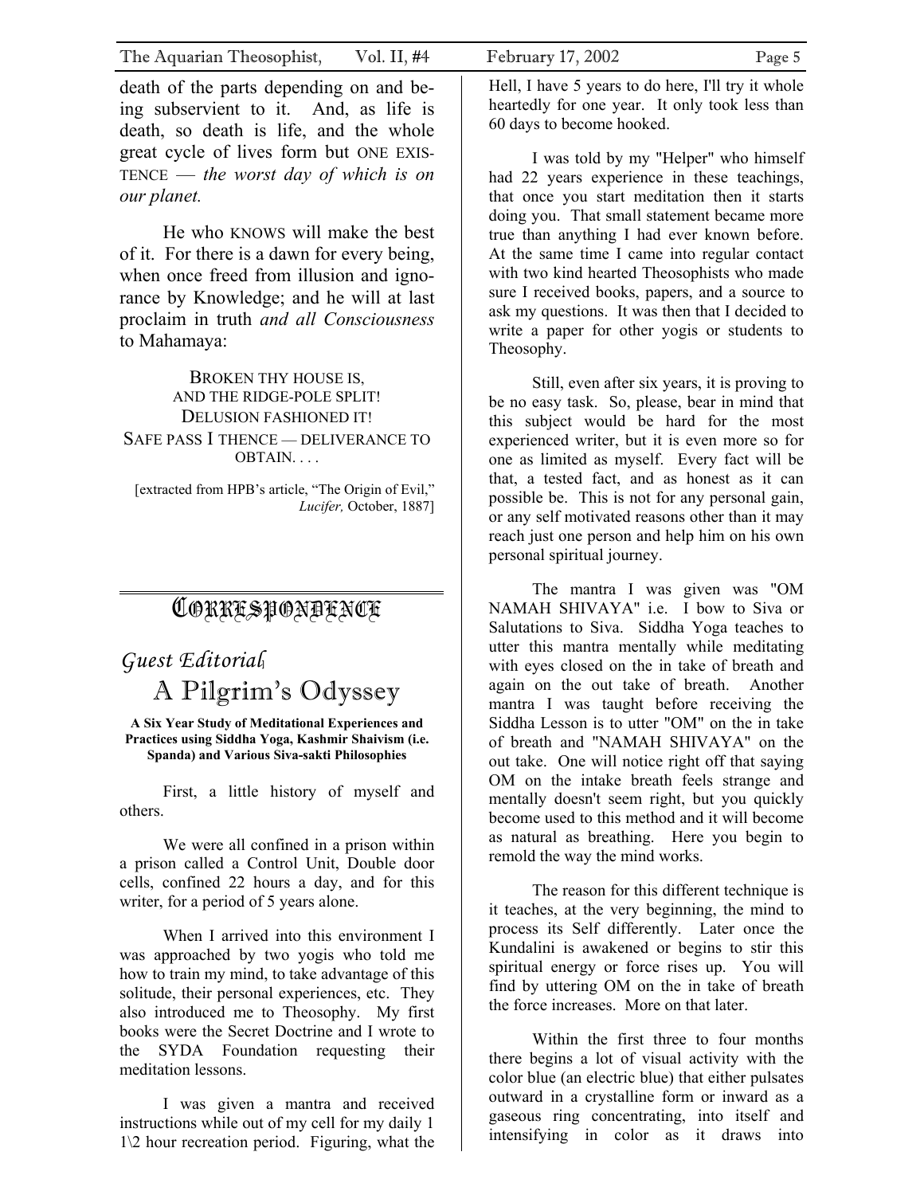death of the parts depending on and being subservient to it. And, as life is death, so death is life, and the whole great cycle of lives form but ONE EXISTENCE — *the worst day of which is on our planet.*

He who KNOWS will make the best of it. For there is a dawn for every being, when once freed from illusion and ignorance by Knowledge; and he will at last proclaim in truth *and all Consciousness* to Mahamaya:

BROKEN THY HOUSE IS,
AND THE RIDGE-POLE SPLIT!
DELUSION FASHIONED IT!
SAFE PASS I THENCE — DELIVERANCE TO OBTAIN. . . .

[extracted from HPB's article, "The Origin of Evil," *Lucifer,* October, 1887]

# CORRESPONDENCE

## *Guest Editorial*

## A Pilgrim's Odyssey

**A Six Year Study of Meditational Experiences and Practices using Siddha Yoga, Kashmir Shaivism (i.e. Spanda) and Various Siva-sakti Philosophies**

First, a little history of myself and others.

We were all confined in a prison within a prison called a Control Unit, Double door cells, confined 22 hours a day, and for this writer, for a period of 5 years alone.

When I arrived into this environment I was approached by two yogis who told me how to train my mind, to take advantage of this solitude, their personal experiences, etc. They also introduced me to Theosophy. My first books were the Secret Doctrine and I wrote to the SYDA Foundation requesting their meditation lessons.

I was given a mantra and received instructions while out of my cell for my daily 1 1\2 hour recreation period. Figuring, what the Hell, I have 5 years to do here, I'll try it whole heartedly for one year. It only took less than 60 days to become hooked.

I was told by my "Helper" who himself had 22 years experience in these teachings, that once you start meditation then it starts doing you. That small statement became more true than anything I had ever known before. At the same time I came into regular contact with two kind hearted Theosophists who made sure I received books, papers, and a source to ask my questions. It was then that I decided to write a paper for other yogis or students to Theosophy.

Still, even after six years, it is proving to be no easy task. So, please, bear in mind that this subject would be hard for the most experienced writer, but it is even more so for one as limited as myself. Every fact will be that, a tested fact, and as honest as it can possible be. This is not for any personal gain, or any self motivated reasons other than it may reach just one person and help him on his own personal spiritual journey.

The mantra I was given was "OM NAMAH SHIVAYA" i.e. I bow to Siva or Salutations to Siva. Siddha Yoga teaches to utter this mantra mentally while meditating with eyes closed on the in take of breath and again on the out take of breath. Another mantra I was taught before receiving the Siddha Lesson is to utter "OM" on the in take of breath and "NAMAH SHIVAYA" on the out take. One will notice right off that saying OM on the intake breath feels strange and mentally doesn't seem right, but you quickly become used to this method and it will become as natural as breathing. Here you begin to remold the way the mind works.

The reason for this different technique is it teaches, at the very beginning, the mind to process its Self differently. Later once the Kundalini is awakened or begins to stir this spiritual energy or force rises up. You will find by uttering OM on the in take of breath the force increases. More on that later.

Within the first three to four months there begins a lot of visual activity with the color blue (an electric blue) that either pulsates outward in a crystalline form or inward as a gaseous ring concentrating, into itself and intensifying in color as it draws into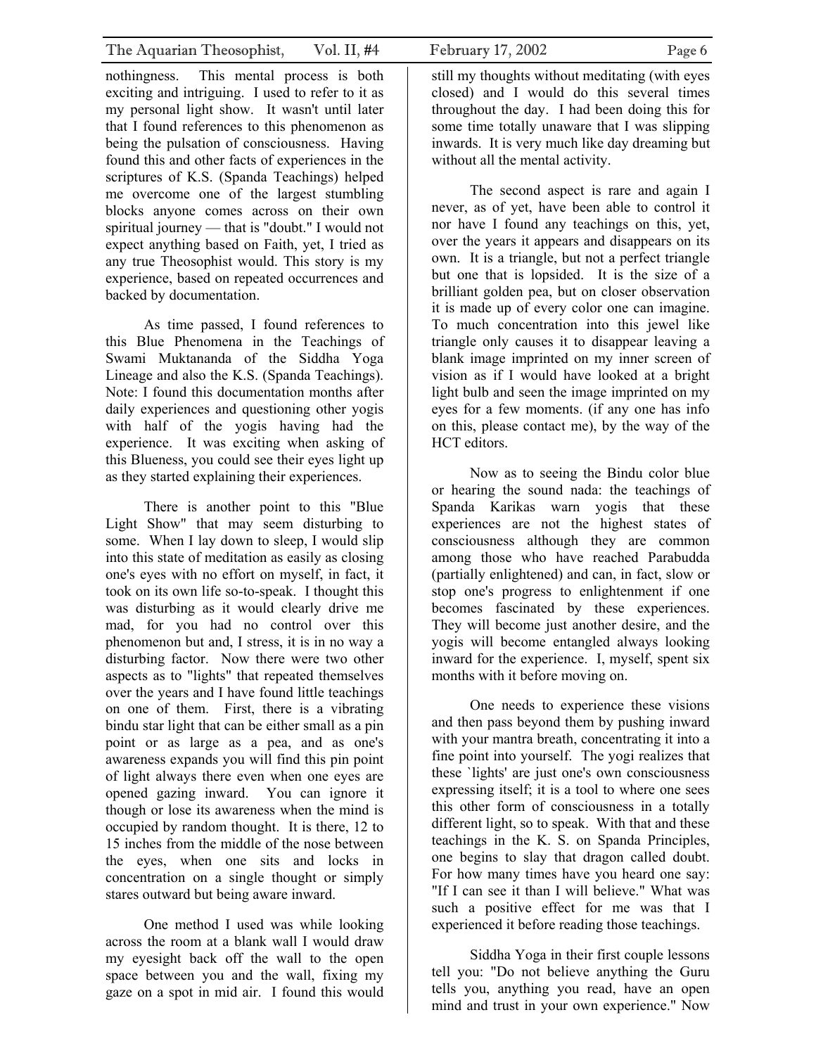nothingness. This mental process is both exciting and intriguing. I used to refer to it as my personal light show. It wasn't until later that I found references to this phenomenon as being the pulsation of consciousness. Having found this and other facts of experiences in the scriptures of K.S. (Spanda Teachings) helped me overcome one of the largest stumbling blocks anyone comes across on their own spiritual journey — that is "doubt." I would not expect anything based on Faith, yet, I tried as any true Theosophist would. This story is my experience, based on repeated occurrences and backed by documentation.

As time passed, I found references to this Blue Phenomena in the Teachings of Swami Muktananda of the Siddha Yoga Lineage and also the K.S. (Spanda Teachings). Note: I found this documentation months after daily experiences and questioning other yogis with half of the yogis having had the experience. It was exciting when asking of this Blueness, you could see their eyes light up as they started explaining their experiences.

There is another point to this "Blue Light Show" that may seem disturbing to some. When I lay down to sleep, I would slip into this state of meditation as easily as closing one's eyes with no effort on myself, in fact, it took on its own life so-to-speak. I thought this was disturbing as it would clearly drive me mad, for you had no control over this phenomenon but and, I stress, it is in no way a disturbing factor. Now there were two other aspects as to "lights" that repeated themselves over the years and I have found little teachings on one of them. First, there is a vibrating bindu star light that can be either small as a pin point or as large as a pea, and as one's awareness expands you will find this pin point of light always there even when one eyes are opened gazing inward. You can ignore it though or lose its awareness when the mind is occupied by random thought. It is there, 12 to 15 inches from the middle of the nose between the eyes, when one sits and locks in concentration on a single thought or simply stares outward but being aware inward.

One method I used was while looking across the room at a blank wall I would draw my eyesight back off the wall to the open space between you and the wall, fixing my gaze on a spot in mid air. I found this would still my thoughts without meditating (with eyes closed) and I would do this several times throughout the day. I had been doing this for some time totally unaware that I was slipping inwards. It is very much like day dreaming but without all the mental activity.

The second aspect is rare and again I never, as of yet, have been able to control it nor have I found any teachings on this, yet, over the years it appears and disappears on its own. It is a triangle, but not a perfect triangle but one that is lopsided. It is the size of a brilliant golden pea, but on closer observation it is made up of every color one can imagine. To much concentration into this jewel like triangle only causes it to disappear leaving a blank image imprinted on my inner screen of vision as if I would have looked at a bright light bulb and seen the image imprinted on my eyes for a few moments. (if any one has info on this, please contact me), by the way of the HCT editors.

Now as to seeing the Bindu color blue or hearing the sound nada: the teachings of Spanda Karikas warn yogis that these experiences are not the highest states of consciousness although they are common among those who have reached Parabudda (partially enlightened) and can, in fact, slow or stop one's progress to enlightenment if one becomes fascinated by these experiences. They will become just another desire, and the yogis will become entangled always looking inward for the experience. I, myself, spent six months with it before moving on.

One needs to experience these visions and then pass beyond them by pushing inward with your mantra breath, concentrating it into a fine point into yourself. The yogi realizes that these `lights' are just one's own consciousness expressing itself; it is a tool to where one sees this other form of consciousness in a totally different light, so to speak. With that and these teachings in the K. S. on Spanda Principles, one begins to slay that dragon called doubt. For how many times have you heard one say: "If I can see it than I will believe." What was such a positive effect for me was that I experienced it before reading those teachings.

Siddha Yoga in their first couple lessons tell you: "Do not believe anything the Guru tells you, anything you read, have an open mind and trust in your own experience." Now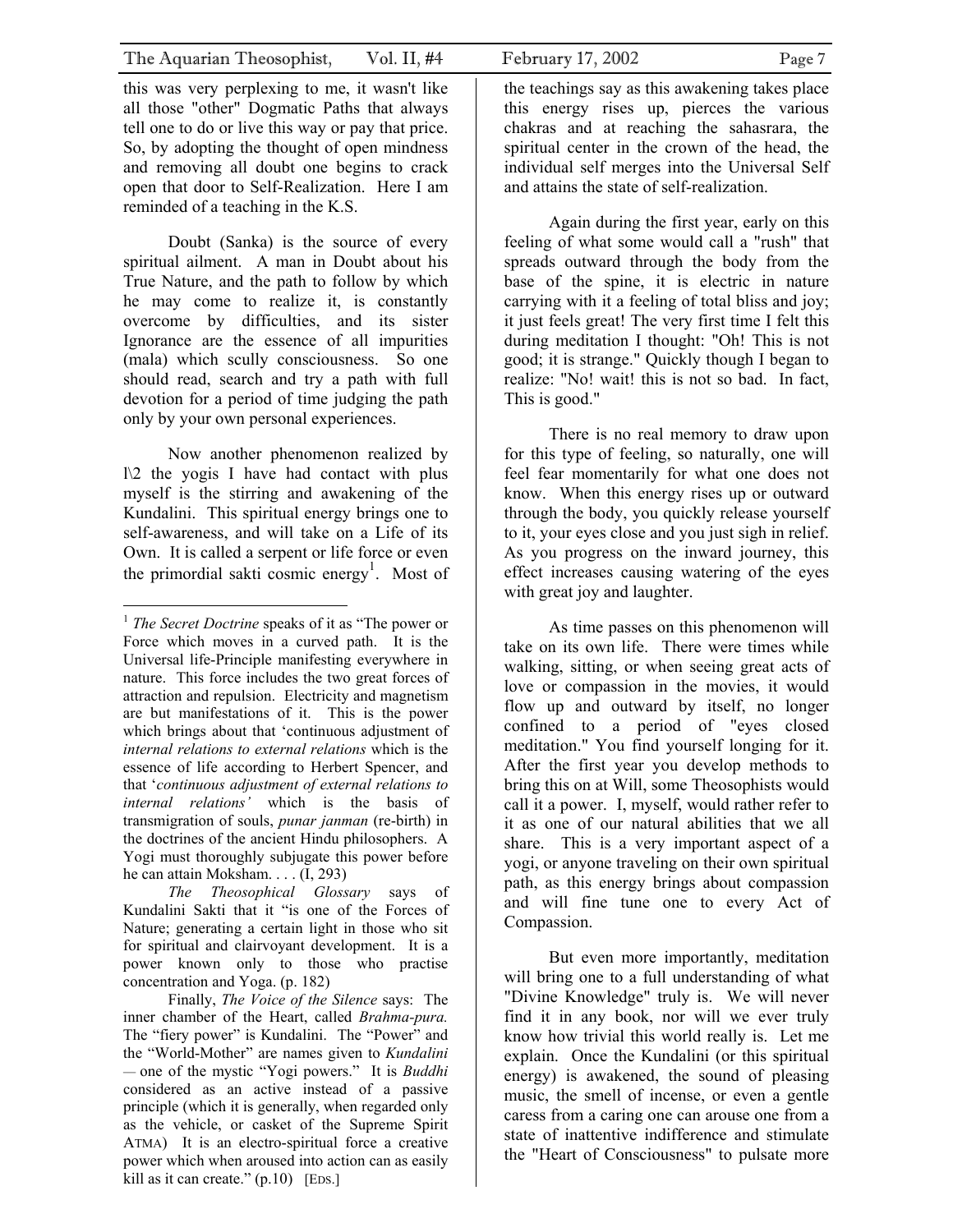this was very perplexing to me, it wasn't like all those "other" Dogmatic Paths that always tell one to do or live this way or pay that price. So, by adopting the thought of open mindness and removing all doubt one begins to crack open that door to Self-Realization. Here I am reminded of a teaching in the K.S.

Doubt (Sanka) is the source of every spiritual ailment. A man in Doubt about his True Nature, and the path to follow by which he may come to realize it, is constantly overcome by difficulties, and its sister Ignorance are the essence of all impurities (mala) which scully consciousness. So one should read, search and try a path with full devotion for a period of time judging the path only by your own personal experiences.

Now another phenomenon realized by l\2 the yogis I have had contact with plus myself is the stirring and awakening of the Kundalini. This spiritual energy brings one to self-awareness, and will take on a Life of its Own. It is called a serpent or life force or even the primordial sakti cosmic energy[1]. Most of the teachings say as this awakening takes place this energy rises up, pierces the various chakras and at reaching the sahasrara, the spiritual center in the crown of the head, the individual self merges into the Universal Self and attains the state of self-realization.

Again during the first year, early on this feeling of what some would call a "rush" that spreads outward through the body from the base of the spine, it is electric in nature carrying with it a feeling of total bliss and joy; it just feels great! The very first time I felt this during meditation I thought: "Oh! This is not good; it is strange." Quickly though I began to realize: "No! wait! this is not so bad. In fact, This is good."

There is no real memory to draw upon for this type of feeling, so naturally, one will feel fear momentarily for what one does not know. When this energy rises up or outward through the body, you quickly release yourself to it, your eyes close and you just sigh in relief. As you progress on the inward journey, this effect increases causing watering of the eyes with great joy and laughter.

As time passes on this phenomenon will take on its own life. There were times while walking, sitting, or when seeing great acts of love or compassion in the movies, it would flow up and outward by itself, no longer confined to a period of "eyes closed meditation." You find yourself longing for it. After the first year you develop methods to bring this on at Will, some Theosophists would call it a power. I, myself, would rather refer to it as one of our natural abilities that we all share. This is a very important aspect of a yogi, or anyone traveling on their own spiritual path, as this energy brings about compassion and will fine tune one to every Act of Compassion.

But even more importantly, meditation will bring one to a full understanding of what "Divine Knowledge" truly is. We will never find it in any book, nor will we ever truly know how trivial this world really is. Let me explain. Once the Kundalini (or this spiritual energy) is awakened, the sound of pleasing music, the smell of incense, or even a gentle caress from a caring one can arouse one from a state of inattentive indifference and stimulate the "Heart of Consciousness" to pulsate more

---

[1] *The Secret Doctrine* speaks of it as "The power or Force which moves in a curved path. It is the Universal life-Principle manifesting everywhere in nature. This force includes the two great forces of attraction and repulsion. Electricity and magnetism are but manifestations of it. This is the power which brings about that 'continuous adjustment of *internal relations to external relations* which is the essence of life according to Herbert Spencer, and that '*continuous adjustment of external relations to internal relations'* which is the basis of transmigration of souls, *punar janman* (re-birth) in the doctrines of the ancient Hindu philosophers. A Yogi must thoroughly subjugate this power before he can attain Moksham. . . . (I, 293)

*The Theosophical Glossary* says of Kundalini Sakti that it "is one of the Forces of Nature; generating a certain light in those who sit for spiritual and clairvoyant development. It is a power known only to those who practise concentration and Yoga. (p. 182)

Finally, *The Voice of the Silence* says: The inner chamber of the Heart, called *Brahma-pura.* The "fiery power" is Kundalini. The "Power" and the "World-Mother" are names given to *Kundalini* — one of the mystic "Yogi powers." It is *Buddhi* considered as an active instead of a passive principle (which it is generally, when regarded only as the vehicle, or casket of the Supreme Spirit ATMA) It is an electro-spiritual force a creative power which when aroused into action can as easily kill as it can create." (p.10) [EDS.]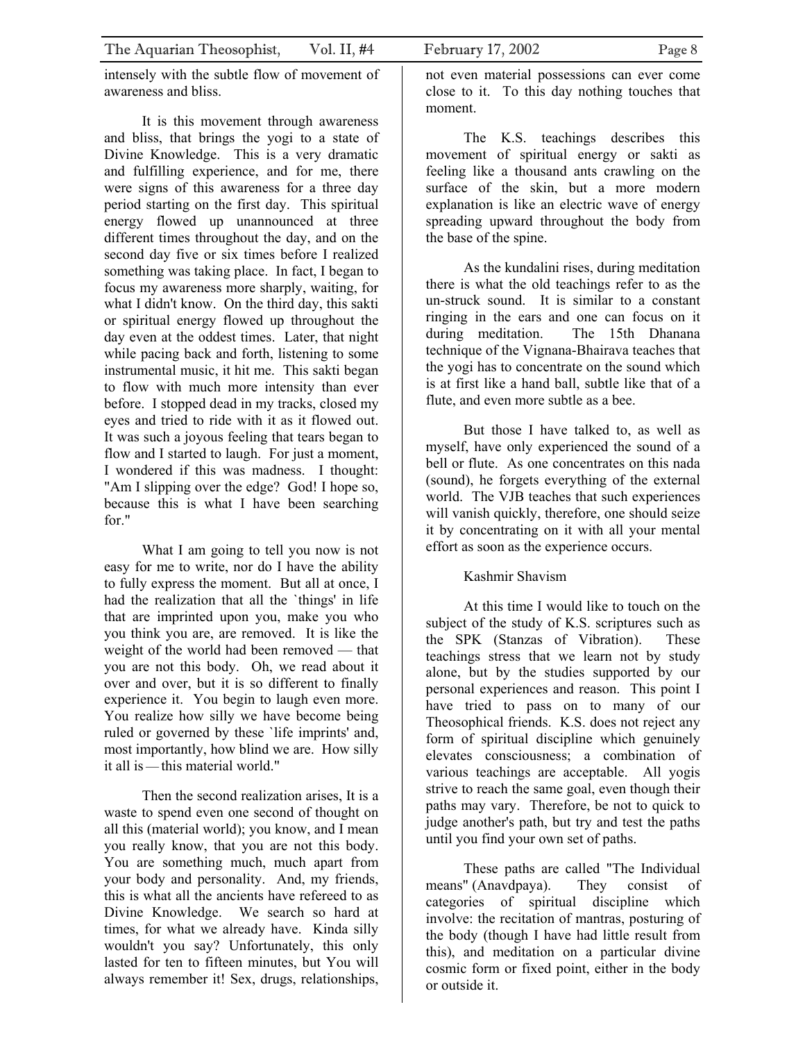intensely with the subtle flow of movement of awareness and bliss.

It is this movement through awareness and bliss, that brings the yogi to a state of Divine Knowledge. This is a very dramatic and fulfilling experience, and for me, there were signs of this awareness for a three day period starting on the first day. This spiritual energy flowed up unannounced at three different times throughout the day, and on the second day five or six times before I realized something was taking place. In fact, I began to focus my awareness more sharply, waiting, for what I didn't know. On the third day, this sakti or spiritual energy flowed up throughout the day even at the oddest times. Later, that night while pacing back and forth, listening to some instrumental music, it hit me. This sakti began to flow with much more intensity than ever before. I stopped dead in my tracks, closed my eyes and tried to ride with it as it flowed out. It was such a joyous feeling that tears began to flow and I started to laugh. For just a moment, I wondered if this was madness. I thought: "Am I slipping over the edge? God! I hope so, because this is what I have been searching for."

What I am going to tell you now is not easy for me to write, nor do I have the ability to fully express the moment. But all at once, I had the realization that all the `things' in life that are imprinted upon you, make you who you think you are, are removed. It is like the weight of the world had been removed — that you are not this body. Oh, we read about it over and over, but it is so different to finally experience it. You begin to laugh even more. You realize how silly we have become being ruled or governed by these `life imprints' and, most importantly, how blind we are. How silly it all is — this material world."

Then the second realization arises, It is a waste to spend even one second of thought on all this (material world); you know, and I mean you really know, that you are not this body. You are something much, much apart from your body and personality. And, my friends, this is what all the ancients have refereed to as Divine Knowledge. We search so hard at times, for what we already have. Kinda silly wouldn't you say? Unfortunately, this only lasted for ten to fifteen minutes, but You will always remember it! Sex, drugs, relationships, not even material possessions can ever come close to it. To this day nothing touches that moment.

The K.S. teachings describes this movement of spiritual energy or sakti as feeling like a thousand ants crawling on the surface of the skin, but a more modern explanation is like an electric wave of energy spreading upward throughout the body from the base of the spine.

As the kundalini rises, during meditation there is what the old teachings refer to as the un-struck sound. It is similar to a constant ringing in the ears and one can focus on it during meditation. The 15th Dhanana technique of the Vignana-Bhairava teaches that the yogi has to concentrate on the sound which is at first like a hand ball, subtle like that of a flute, and even more subtle as a bee.

But those I have talked to, as well as myself, have only experienced the sound of a bell or flute. As one concentrates on this nada (sound), he forgets everything of the external world. The VJB teaches that such experiences will vanish quickly, therefore, one should seize it by concentrating on it with all your mental effort as soon as the experience occurs.

Kashmir Shavism

At this time I would like to touch on the subject of the study of K.S. scriptures such as the SPK (Stanzas of Vibration). These teachings stress that we learn not by study alone, but by the studies supported by our personal experiences and reason. This point I have tried to pass on to many of our Theosophical friends. K.S. does not reject any form of spiritual discipline which genuinely elevates consciousness; a combination of various teachings are acceptable. All yogis strive to reach the same goal, even though their paths may vary. Therefore, be not to quick to judge another's path, but try and test the paths until you find your own set of paths.

These paths are called "The Individual means" (Anavdpaya). They consist of categories of spiritual discipline which involve: the recitation of mantras, posturing of the body (though I have had little result from this), and meditation on a particular divine cosmic form or fixed point, either in the body or outside it.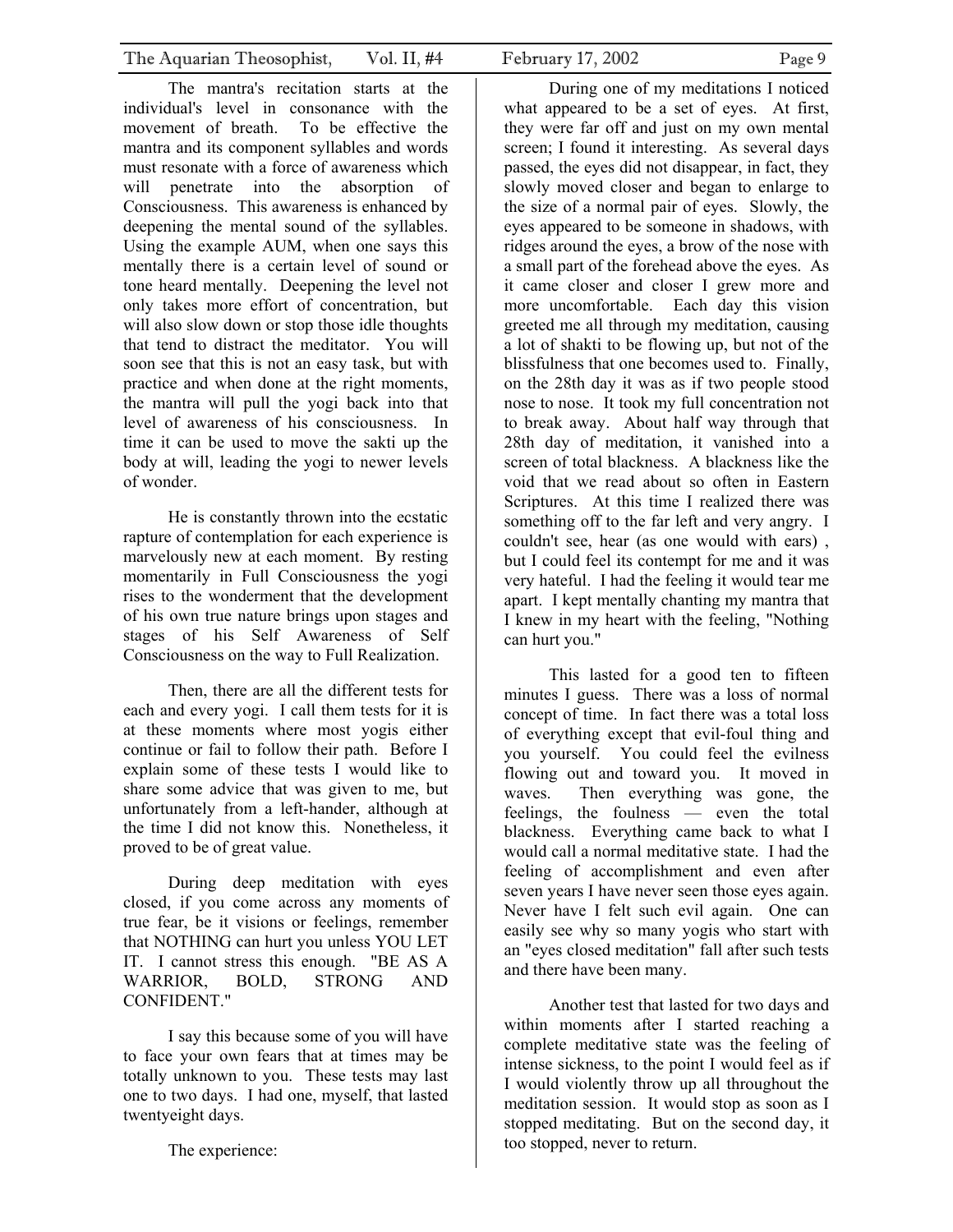The mantra's recitation starts at the individual's level in consonance with the movement of breath. To be effective the mantra and its component syllables and words must resonate with a force of awareness which will penetrate into the absorption of Consciousness. This awareness is enhanced by deepening the mental sound of the syllables. Using the example AUM, when one says this mentally there is a certain level of sound or tone heard mentally. Deepening the level not only takes more effort of concentration, but will also slow down or stop those idle thoughts that tend to distract the meditator. You will soon see that this is not an easy task, but with practice and when done at the right moments, the mantra will pull the yogi back into that level of awareness of his consciousness. In time it can be used to move the sakti up the body at will, leading the yogi to newer levels of wonder.

He is constantly thrown into the ecstatic rapture of contemplation for each experience is marvelously new at each moment. By resting momentarily in Full Consciousness the yogi rises to the wonderment that the development of his own true nature brings upon stages and stages of his Self Awareness of Self Consciousness on the way to Full Realization.

Then, there are all the different tests for each and every yogi. I call them tests for it is at these moments where most yogis either continue or fail to follow their path. Before I explain some of these tests I would like to share some advice that was given to me, but unfortunately from a left-hander, although at the time I did not know this. Nonetheless, it proved to be of great value.

During deep meditation with eyes closed, if you come across any moments of true fear, be it visions or feelings, remember that NOTHING can hurt you unless YOU LET IT. I cannot stress this enough. "BE AS A WARRIOR, BOLD, STRONG AND CONFIDENT."

I say this because some of you will have to face your own fears that at times may be totally unknown to you. These tests may last one to two days. I had one, myself, that lasted twentyeight days.

The experience:

During one of my meditations I noticed what appeared to be a set of eyes. At first, they were far off and just on my own mental screen; I found it interesting. As several days passed, the eyes did not disappear, in fact, they slowly moved closer and began to enlarge to the size of a normal pair of eyes. Slowly, the eyes appeared to be someone in shadows, with ridges around the eyes, a brow of the nose with a small part of the forehead above the eyes. As it came closer and closer I grew more and more uncomfortable. Each day this vision greeted me all through my meditation, causing a lot of shakti to be flowing up, but not of the blissfulness that one becomes used to. Finally, on the 28th day it was as if two people stood nose to nose. It took my full concentration not to break away. About half way through that 28th day of meditation, it vanished into a screen of total blackness. A blackness like the void that we read about so often in Eastern Scriptures. At this time I realized there was something off to the far left and very angry. I couldn't see, hear (as one would with ears) , but I could feel its contempt for me and it was very hateful. I had the feeling it would tear me apart. I kept mentally chanting my mantra that I knew in my heart with the feeling, "Nothing can hurt you."

This lasted for a good ten to fifteen minutes I guess. There was a loss of normal concept of time. In fact there was a total loss of everything except that evil-foul thing and you yourself. You could feel the evilness flowing out and toward you. It moved in waves. Then everything was gone, the feelings, the foulness — even the total blackness. Everything came back to what I would call a normal meditative state. I had the feeling of accomplishment and even after seven years I have never seen those eyes again. Never have I felt such evil again. One can easily see why so many yogis who start with an "eyes closed meditation" fall after such tests and there have been many.

Another test that lasted for two days and within moments after I started reaching a complete meditative state was the feeling of intense sickness, to the point I would feel as if I would violently throw up all throughout the meditation session. It would stop as soon as I stopped meditating. But on the second day, it too stopped, never to return.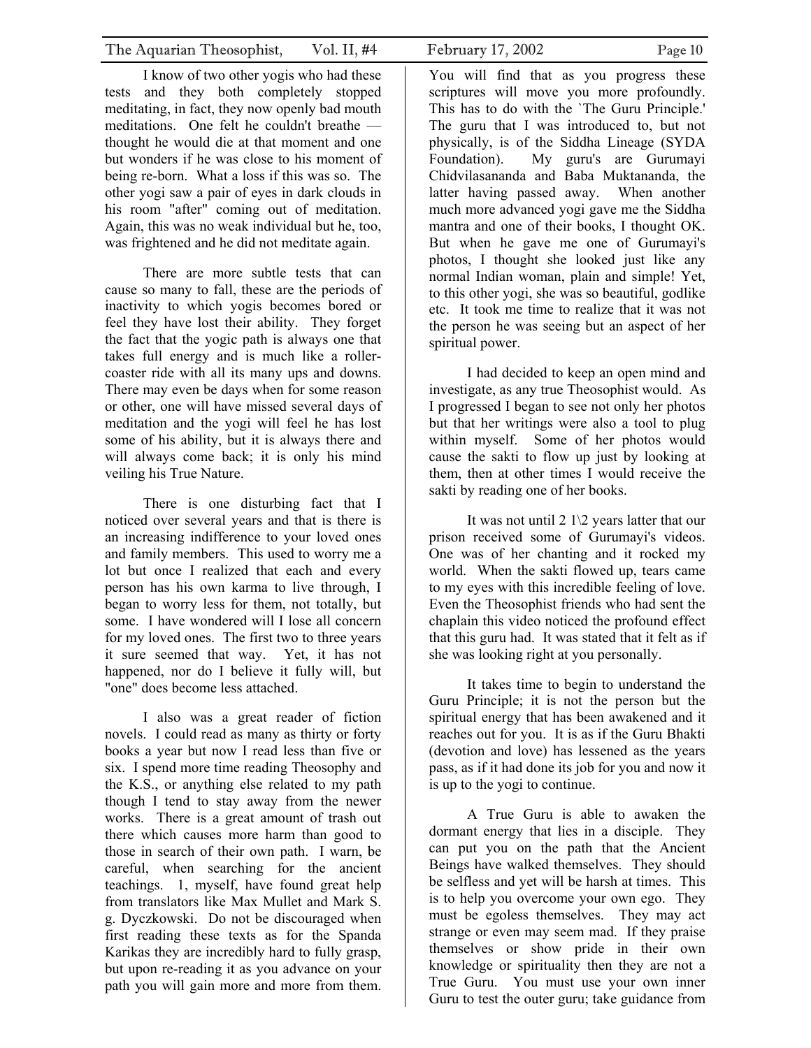I know of two other yogis who had these tests and they both completely stopped meditating, in fact, they now openly bad mouth meditations. One felt he couldn't breathe — thought he would die at that moment and one but wonders if he was close to his moment of being re-born. What a loss if this was so. The other yogi saw a pair of eyes in dark clouds in his room "after" coming out of meditation. Again, this was no weak individual but he, too, was frightened and he did not meditate again.

There are more subtle tests that can cause so many to fall, these are the periods of inactivity to which yogis becomes bored or feel they have lost their ability. They forget the fact that the yogic path is always one that takes full energy and is much like a roller-coaster ride with all its many ups and downs. There may even be days when for some reason or other, one will have missed several days of meditation and the yogi will feel he has lost some of his ability, but it is always there and will always come back; it is only his mind veiling his True Nature.

There is one disturbing fact that I noticed over several years and that is there is an increasing indifference to your loved ones and family members. This used to worry me a lot but once I realized that each and every person has his own karma to live through, I began to worry less for them, not totally, but some. I have wondered will I lose all concern for my loved ones. The first two to three years it sure seemed that way. Yet, it has not happened, nor do I believe it fully will, but "one" does become less attached.

I also was a great reader of fiction novels. I could read as many as thirty or forty books a year but now I read less than five or six. I spend more time reading Theosophy and the K.S., or anything else related to my path though I tend to stay away from the newer works. There is a great amount of trash out there which causes more harm than good to those in search of their own path. I warn, be careful, when searching for the ancient teachings. 1, myself, have found great help from translators like Max Mullet and Mark S. g. Dyczkowski. Do not be discouraged when first reading these texts as for the Spanda Karikas they are incredibly hard to fully grasp, but upon re-reading it as you advance on your path you will gain more and more from them. You will find that as you progress these scriptures will move you more profoundly. This has to do with the `The Guru Principle.' The guru that I was introduced to, but not physically, is of the Siddha Lineage (SYDA Foundation). My guru's are Gurumayi Chidvilasananda and Baba Muktananda, the latter having passed away. When another much more advanced yogi gave me the Siddha mantra and one of their books, I thought OK. But when he gave me one of Gurumayi's photos, I thought she looked just like any normal Indian woman, plain and simple! Yet, to this other yogi, she was so beautiful, godlike etc. It took me time to realize that it was not the person he was seeing but an aspect of her spiritual power.

I had decided to keep an open mind and investigate, as any true Theosophist would. As I progressed I began to see not only her photos but that her writings were also a tool to plug within myself. Some of her photos would cause the sakti to flow up just by looking at them, then at other times I would receive the sakti by reading one of her books.

It was not until 2 1\2 years latter that our prison received some of Gurumayi's videos. One was of her chanting and it rocked my world. When the sakti flowed up, tears came to my eyes with this incredible feeling of love. Even the Theosophist friends who had sent the chaplain this video noticed the profound effect that this guru had. It was stated that it felt as if she was looking right at you personally.

It takes time to begin to understand the Guru Principle; it is not the person but the spiritual energy that has been awakened and it reaches out for you. It is as if the Guru Bhakti (devotion and love) has lessened as the years pass, as if it had done its job for you and now it is up to the yogi to continue.

A True Guru is able to awaken the dormant energy that lies in a disciple. They can put you on the path that the Ancient Beings have walked themselves. They should be selfless and yet will be harsh at times. This is to help you overcome your own ego. They must be egoless themselves. They may act strange or even may seem mad. If they praise themselves or show pride in their own knowledge or spirituality then they are not a True Guru. You must use your own inner Guru to test the outer guru; take guidance from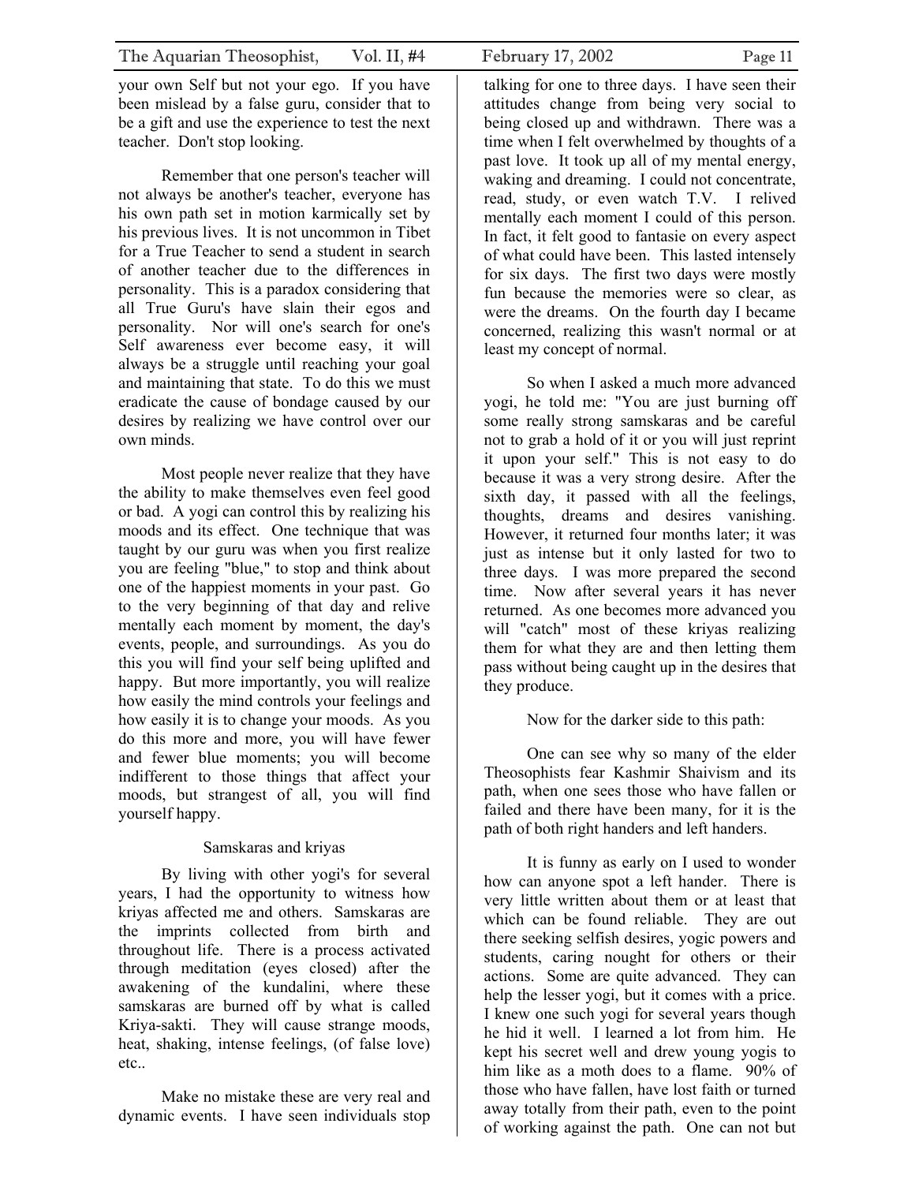your own Self but not your ego. If you have been mislead by a false guru, consider that to be a gift and use the experience to test the next teacher. Don't stop looking.

Remember that one person's teacher will not always be another's teacher, everyone has his own path set in motion karmically set by his previous lives. It is not uncommon in Tibet for a True Teacher to send a student in search of another teacher due to the differences in personality. This is a paradox considering that all True Guru's have slain their egos and personality. Nor will one's search for one's Self awareness ever become easy, it will always be a struggle until reaching your goal and maintaining that state. To do this we must eradicate the cause of bondage caused by our desires by realizing we have control over our own minds.

Most people never realize that they have the ability to make themselves even feel good or bad. A yogi can control this by realizing his moods and its effect. One technique that was taught by our guru was when you first realize you are feeling "blue," to stop and think about one of the happiest moments in your past. Go to the very beginning of that day and relive mentally each moment by moment, the day's events, people, and surroundings. As you do this you will find your self being uplifted and happy. But more importantly, you will realize how easily the mind controls your feelings and how easily it is to change your moods. As you do this more and more, you will have fewer and fewer blue moments; you will become indifferent to those things that affect your moods, but strangest of all, you will find yourself happy.

## Samskaras and kriyas

By living with other yogi's for several years, I had the opportunity to witness how kriyas affected me and others. Samskaras are the imprints collected from birth and throughout life. There is a process activated through meditation (eyes closed) after the awakening of the kundalini, where these samskaras are burned off by what is called Kriya-sakti. They will cause strange moods, heat, shaking, intense feelings, (of false love) etc..

Make no mistake these are very real and dynamic events. I have seen individuals stop talking for one to three days. I have seen their attitudes change from being very social to being closed up and withdrawn. There was a time when I felt overwhelmed by thoughts of a past love. It took up all of my mental energy, waking and dreaming. I could not concentrate, read, study, or even watch T.V. I relived mentally each moment I could of this person. In fact, it felt good to fantasie on every aspect of what could have been. This lasted intensely for six days. The first two days were mostly fun because the memories were so clear, as were the dreams. On the fourth day I became concerned, realizing this wasn't normal or at least my concept of normal.

So when I asked a much more advanced yogi, he told me: "You are just burning off some really strong samskaras and be careful not to grab a hold of it or you will just reprint it upon your self." This is not easy to do because it was a very strong desire. After the sixth day, it passed with all the feelings, thoughts, dreams and desires vanishing. However, it returned four months later; it was just as intense but it only lasted for two to three days. I was more prepared the second time. Now after several years it has never returned. As one becomes more advanced you will "catch" most of these kriyas realizing them for what they are and then letting them pass without being caught up in the desires that they produce.

Now for the darker side to this path:

One can see why so many of the elder Theosophists fear Kashmir Shaivism and its path, when one sees those who have fallen or failed and there have been many, for it is the path of both right handers and left handers.

It is funny as early on I used to wonder how can anyone spot a left hander. There is very little written about them or at least that which can be found reliable. They are out there seeking selfish desires, yogic powers and students, caring nought for others or their actions. Some are quite advanced. They can help the lesser yogi, but it comes with a price. I knew one such yogi for several years though he hid it well. I learned a lot from him. He kept his secret well and drew young yogis to him like as a moth does to a flame. 90% of those who have fallen, have lost faith or turned away totally from their path, even to the point of working against the path. One can not but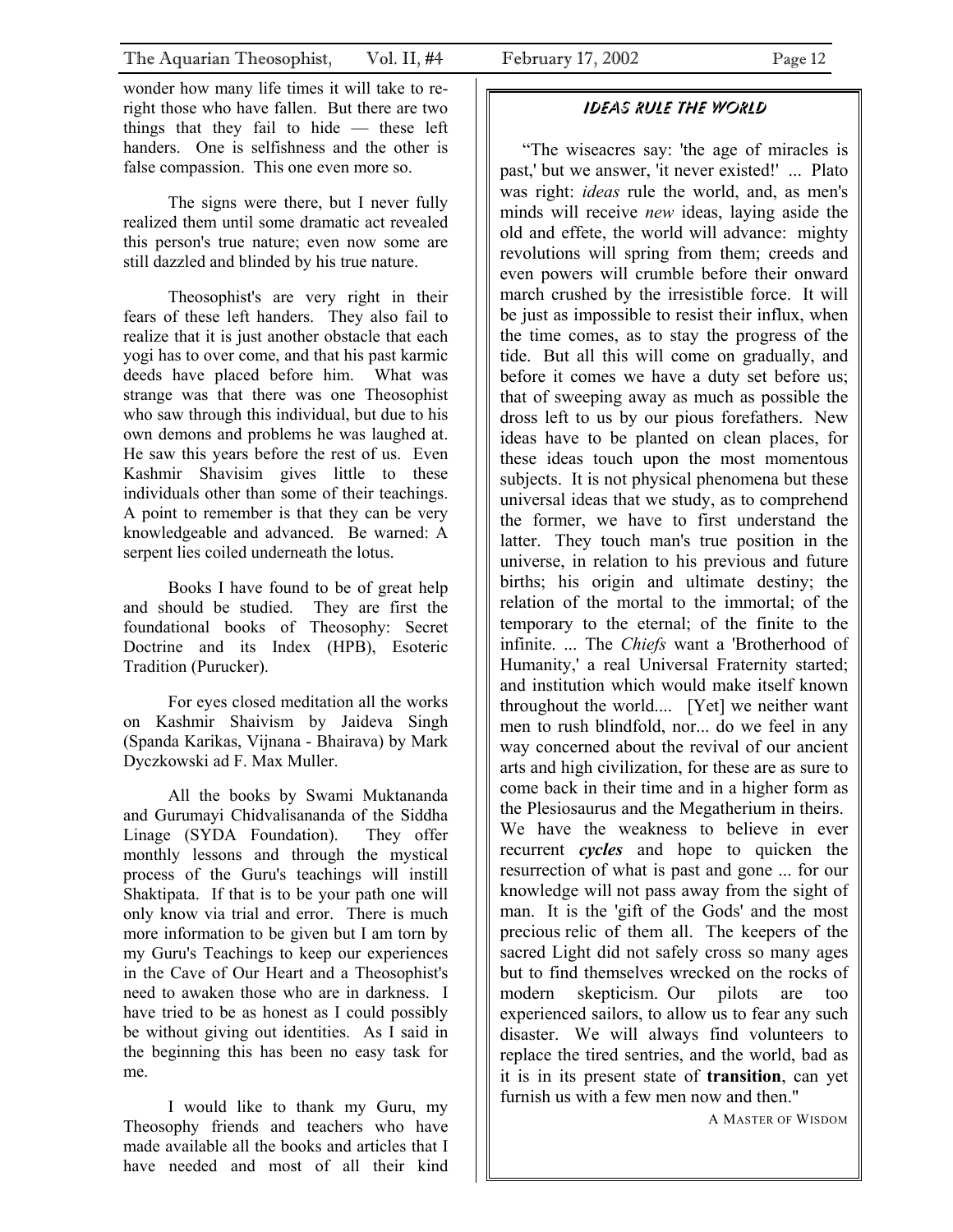wonder how many life times it will take to re-right those who have fallen. But there are two things that they fail to hide — these left handers. One is selfishness and the other is false compassion. This one even more so.

The signs were there, but I never fully realized them until some dramatic act revealed this person's true nature; even now some are still dazzled and blinded by his true nature.

Theosophist's are very right in their fears of these left handers. They also fail to realize that it is just another obstacle that each yogi has to over come, and that his past karmic deeds have placed before him. What was strange was that there was one Theosophist who saw through this individual, but due to his own demons and problems he was laughed at. He saw this years before the rest of us. Even Kashmir Shavisim gives little to these individuals other than some of their teachings. A point to remember is that they can be very knowledgeable and advanced. Be warned: A serpent lies coiled underneath the lotus.

Books I have found to be of great help and should be studied. They are first the foundational books of Theosophy: Secret Doctrine and its Index (HPB), Esoteric Tradition (Purucker).

For eyes closed meditation all the works on Kashmir Shaivism by Jaideva Singh (Spanda Karikas, Vijnana - Bhairava) by Mark Dyczkowski ad F. Max Muller.

All the books by Swami Muktananda and Gurumayi Chidvalisananda of the Siddha Linage (SYDA Foundation). They offer monthly lessons and through the mystical process of the Guru's teachings will instill Shaktipata. If that is to be your path one will only know via trial and error. There is much more information to be given but I am torn by my Guru's Teachings to keep our experiences in the Cave of Our Heart and a Theosophist's need to awaken those who are in darkness. I have tried to be as honest as I could possibly be without giving out identities. As I said in the beginning this has been no easy task for me.

I would like to thank my Guru, my Theosophy friends and teachers who have made available all the books and articles that I have needed and most of all their kind

## *IDEAS RULE THE WORLD*

"The wiseacres say: 'the age of miracles is past,' but we answer, 'it never existed!' ... Plato was right: *ideas* rule the world, and, as men's minds will receive *new* ideas, laying aside the old and effete, the world will advance: mighty revolutions will spring from them; creeds and even powers will crumble before their onward march crushed by the irresistible force. It will be just as impossible to resist their influx, when the time comes, as to stay the progress of the tide. But all this will come on gradually, and before it comes we have a duty set before us; that of sweeping away as much as possible the dross left to us by our pious forefathers. New ideas have to be planted on clean places, for these ideas touch upon the most momentous subjects. It is not physical phenomena but these universal ideas that we study, as to comprehend the former, we have to first understand the latter. They touch man's true position in the universe, in relation to his previous and future births; his origin and ultimate destiny; the relation of the mortal to the immortal; of the temporary to the eternal; of the finite to the infinite. ... The *Chiefs* want a 'Brotherhood of Humanity,' a real Universal Fraternity started; and institution which would make itself known throughout the world.... [Yet] we neither want men to rush blindfold, nor... do we feel in any way concerned about the revival of our ancient arts and high civilization, for these are as sure to come back in their time and in a higher form as the Plesiosaurus and the Megatherium in theirs. We have the weakness to believe in ever recurrent ***cycles*** and hope to quicken the resurrection of what is past and gone ... for our knowledge will not pass away from the sight of man. It is the 'gift of the Gods' and the most precious relic of them all. The keepers of the sacred Light did not safely cross so many ages but to find themselves wrecked on the rocks of modern skepticism. Our pilots are too experienced sailors, to allow us to fear any such disaster. We will always find volunteers to replace the tired sentries, and the world, bad as it is in its present state of **transition**, can yet furnish us with a few men now and then."

A MASTER OF WISDOM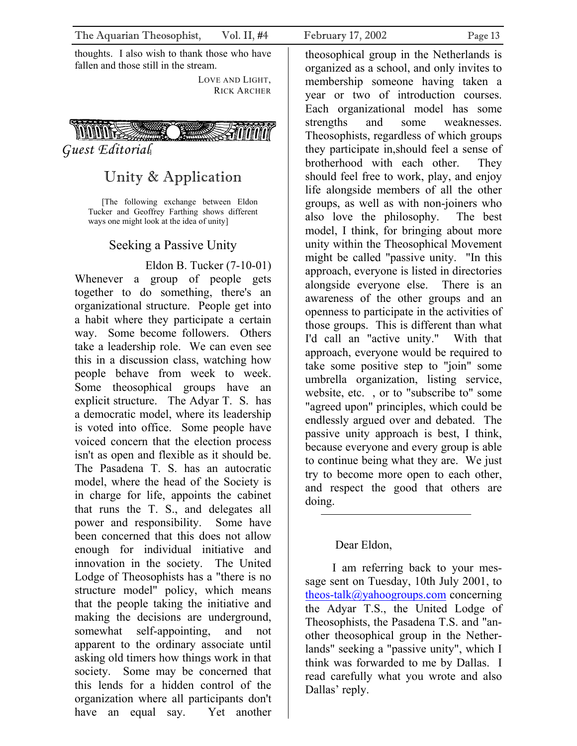thoughts. I also wish to thank those who have fallen and those still in the stream.

LOVE AND LIGHT,
RICK ARCHER

*Guest Editorial*

# Unity & Application

[The following exchange between Eldon Tucker and Geoffrey Farthing shows different ways one might look at the idea of unity]

## Seeking a Passive Unity

Eldon B. Tucker (7-10-01)

Whenever a group of people gets together to do something, there's an organizational structure. People get into a habit where they participate a certain way. Some become followers. Others take a leadership role. We can even see this in a discussion class, watching how people behave from week to week. Some theosophical groups have an explicit structure. The Adyar T. S. has a democratic model, where its leadership is voted into office. Some people have voiced concern that the election process isn't as open and flexible as it should be. The Pasadena T. S. has an autocratic model, where the head of the Society is in charge for life, appoints the cabinet that runs the T. S., and delegates all power and responsibility. Some have been concerned that this does not allow enough for individual initiative and innovation in the society. The United Lodge of Theosophists has a "there is no structure model" policy, which means that the people taking the initiative and making the decisions are underground, somewhat self-appointing, and not apparent to the ordinary associate until asking old timers how things work in that society. Some may be concerned that this lends for a hidden control of the organization where all participants don't have an equal say. Yet another theosophical group in the Netherlands is organized as a school, and only invites to membership someone having taken a year or two of introduction courses. Each organizational model has some strengths and some weaknesses. Theosophists, regardless of which groups they participate in,should feel a sense of brotherhood with each other. They should feel free to work, play, and enjoy life alongside members of all the other groups, as well as with non-joiners who also love the philosophy. The best model, I think, for bringing about more unity within the Theosophical Movement might be called "passive unity. "In this approach, everyone is listed in directories alongside everyone else. There is an awareness of the other groups and an openness to participate in the activities of those groups. This is different than what I'd call an "active unity." With that approach, everyone would be required to take some positive step to "join" some umbrella organization, listing service, website, etc. , or to "subscribe to" some "agreed upon" principles, which could be endlessly argued over and debated. The passive unity approach is best, I think, because everyone and every group is able to continue being what they are. We just try to become more open to each other, and respect the good that others are doing.

---

Dear Eldon,

I am referring back to your message sent on Tuesday, 10th July 2001, to theos-talk@yahoogroups.com concerning the Adyar T.S., the United Lodge of Theosophists, the Pasadena T.S. and "another theosophical group in the Netherlands" seeking a "passive unity", which I think was forwarded to me by Dallas. I read carefully what you wrote and also Dallas' reply.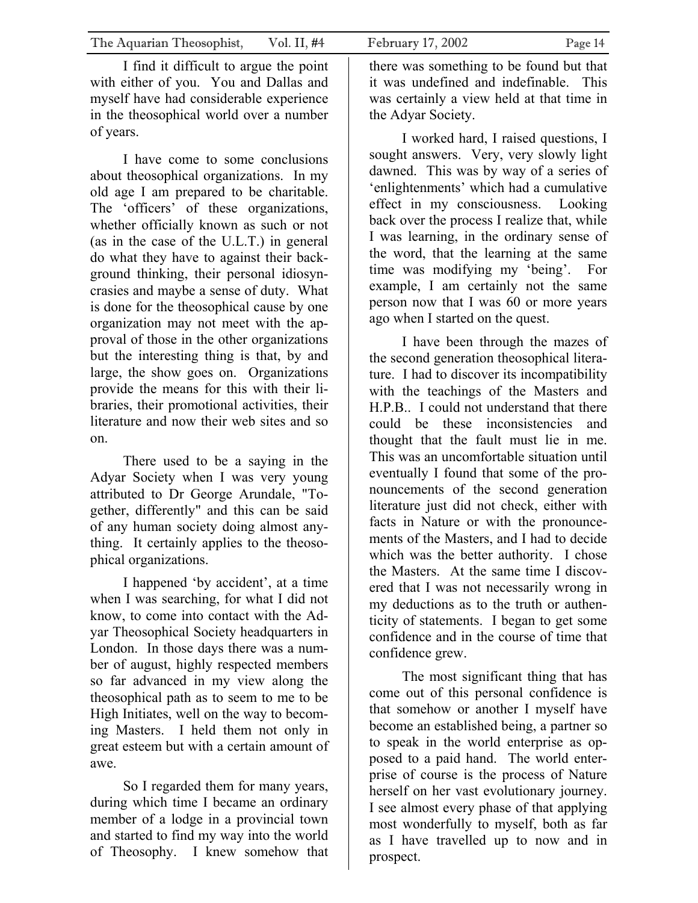I find it difficult to argue the point with either of you. You and Dallas and myself have had considerable experience in the theosophical world over a number of years.

I have come to some conclusions about theosophical organizations. In my old age I am prepared to be charitable. The 'officers' of these organizations, whether officially known as such or not (as in the case of the U.L.T.) in general do what they have to against their background thinking, their personal idiosyncrasies and maybe a sense of duty. What is done for the theosophical cause by one organization may not meet with the approval of those in the other organizations but the interesting thing is that, by and large, the show goes on. Organizations provide the means for this with their libraries, their promotional activities, their literature and now their web sites and so on.

There used to be a saying in the Adyar Society when I was very young attributed to Dr George Arundale, "Together, differently" and this can be said of any human society doing almost anything. It certainly applies to the theosophical organizations.

I happened 'by accident', at a time when I was searching, for what I did not know, to come into contact with the Adyar Theosophical Society headquarters in London. In those days there was a number of august, highly respected members so far advanced in my view along the theosophical path as to seem to me to be High Initiates, well on the way to becoming Masters. I held them not only in great esteem but with a certain amount of awe.

So I regarded them for many years, during which time I became an ordinary member of a lodge in a provincial town and started to find my way into the world of Theosophy. I knew somehow that there was something to be found but that it was undefined and indefinable. This was certainly a view held at that time in the Adyar Society.

I worked hard, I raised questions, I sought answers. Very, very slowly light dawned. This was by way of a series of 'enlightenments' which had a cumulative effect in my consciousness. Looking back over the process I realize that, while I was learning, in the ordinary sense of the word, that the learning at the same time was modifying my 'being'. For example, I am certainly not the same person now that I was 60 or more years ago when I started on the quest.

I have been through the mazes of the second generation theosophical literature. I had to discover its incompatibility with the teachings of the Masters and H.P.B.. I could not understand that there could be these inconsistencies and thought that the fault must lie in me. This was an uncomfortable situation until eventually I found that some of the pronouncements of the second generation literature just did not check, either with facts in Nature or with the pronouncements of the Masters, and I had to decide which was the better authority. I chose the Masters. At the same time I discovered that I was not necessarily wrong in my deductions as to the truth or authenticity of statements. I began to get some confidence and in the course of time that confidence grew.

The most significant thing that has come out of this personal confidence is that somehow or another I myself have become an established being, a partner so to speak in the world enterprise as opposed to a paid hand. The world enterprise of course is the process of Nature herself on her vast evolutionary journey. I see almost every phase of that applying most wonderfully to myself, both as far as I have travelled up to now and in prospect.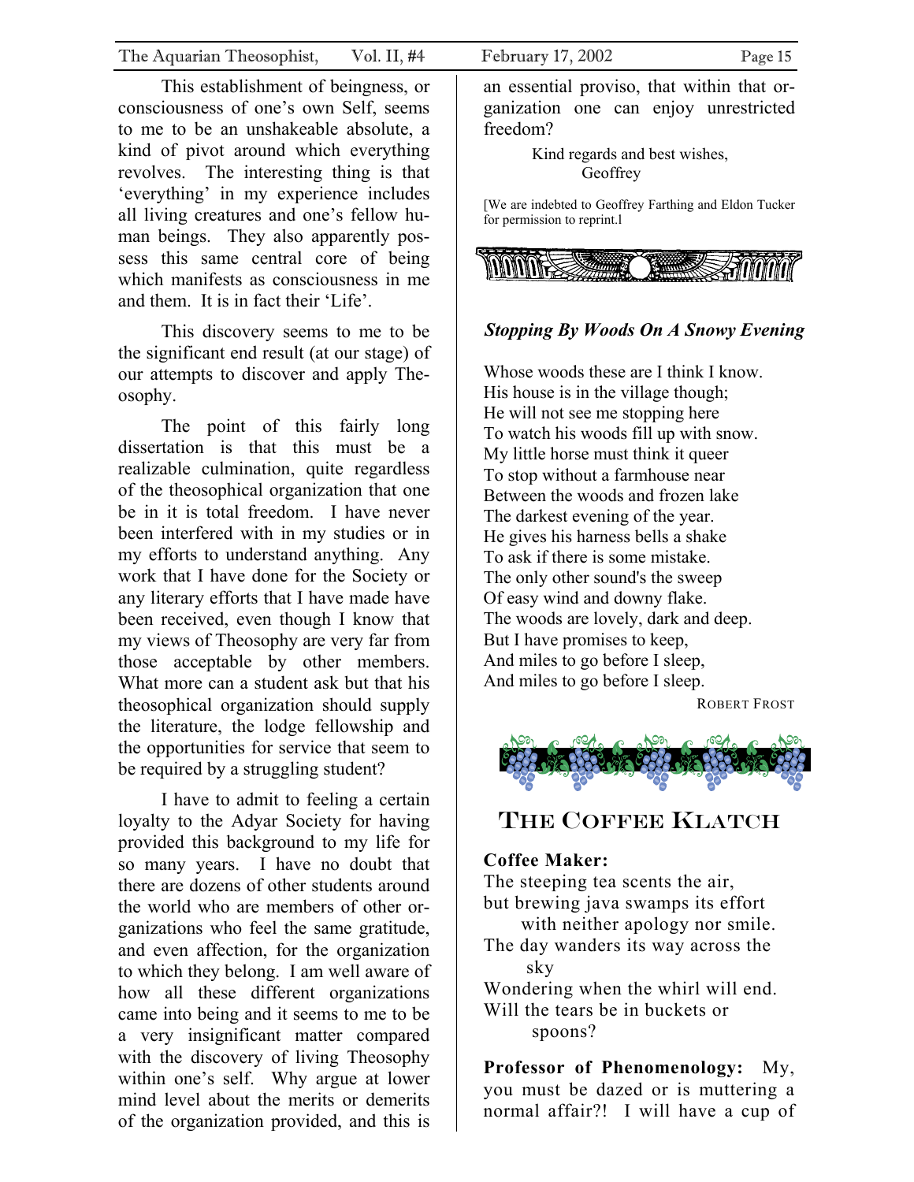This establishment of beingness, or consciousness of one's own Self, seems to me to be an unshakeable absolute, a kind of pivot around which everything revolves. The interesting thing is that 'everything' in my experience includes all living creatures and one's fellow human beings. They also apparently possess this same central core of being which manifests as consciousness in me and them. It is in fact their 'Life'.

This discovery seems to me to be the significant end result (at our stage) of our attempts to discover and apply Theosophy.

The point of this fairly long dissertation is that this must be a realizable culmination, quite regardless of the theosophical organization that one be in it is total freedom. I have never been interfered with in my studies or in my efforts to understand anything. Any work that I have done for the Society or any literary efforts that I have made have been received, even though I know that my views of Theosophy are very far from those acceptable by other members. What more can a student ask but that his theosophical organization should supply the literature, the lodge fellowship and the opportunities for service that seem to be required by a struggling student?

I have to admit to feeling a certain loyalty to the Adyar Society for having provided this background to my life for so many years. I have no doubt that there are dozens of other students around the world who are members of other organizations who feel the same gratitude, and even affection, for the organization to which they belong. I am well aware of how all these different organizations came into being and it seems to me to be a very insignificant matter compared with the discovery of living Theosophy within one's self. Why argue at lower mind level about the merits or demerits of the organization provided, and this is an essential proviso, that within that organization one can enjoy unrestricted freedom?

Kind regards and best wishes,
Geoffrey

[We are indebted to Geoffrey Farthing and Eldon Tucker for permission to reprint.]

### *Stopping By Woods On A Snowy Evening*

Whose woods these are I think I know.
His house is in the village though;
He will not see me stopping here
To watch his woods fill up with snow.
My little horse must think it queer
To stop without a farmhouse near
Between the woods and frozen lake
The darkest evening of the year.
He gives his harness bells a shake
To ask if there is some mistake.
The only other sound's the sweep
Of easy wind and downy flake.
The woods are lovely, dark and deep.
But I have promises to keep,
And miles to go before I sleep,
And miles to go before I sleep.

ROBERT FROST

## THE COFFEE KLATCH

**Coffee Maker:**
The steeping tea scents the air,
but brewing java swamps its effort
with neither apology nor smile.
The day wanders its way across the sky
Wondering when the whirl will end.
Will the tears be in buckets or spoons?

**Professor of Phenomenology:** My, you must be dazed or is muttering a normal affair?! I will have a cup of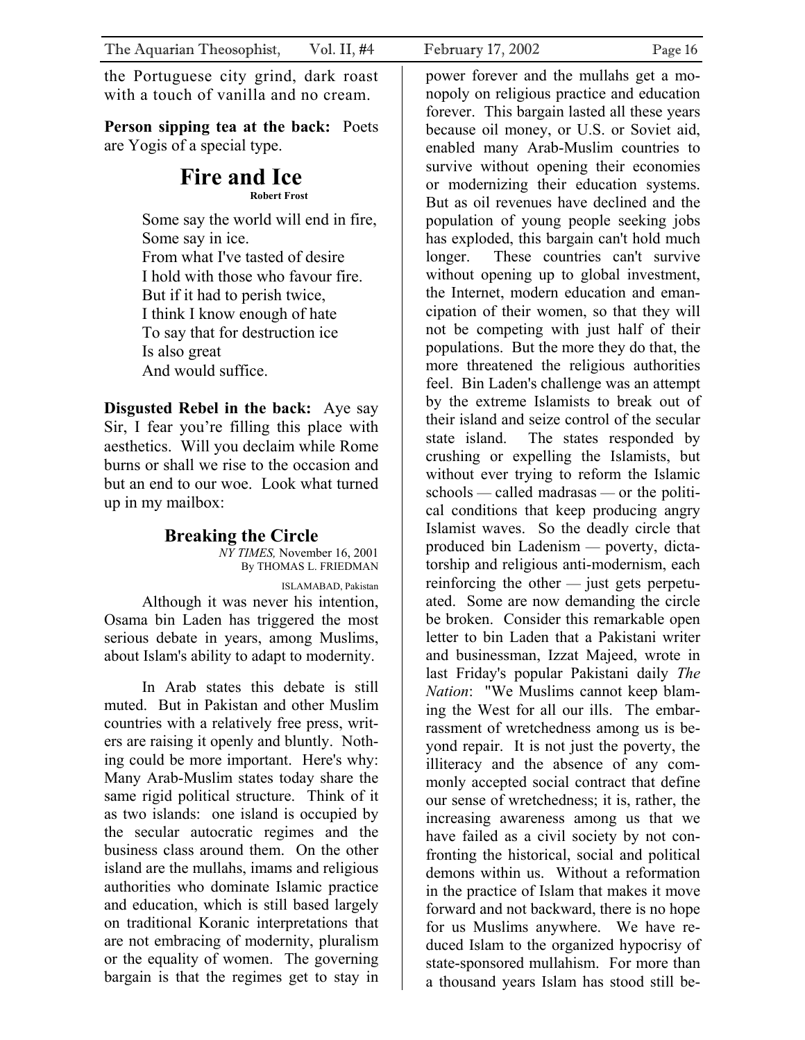the Portuguese city grind, dark roast with a touch of vanilla and no cream.

**Person sipping tea at the back:** Poets are Yogis of a special type.

## Fire and Ice

**Robert Frost**

Some say the world will end in fire,
Some say in ice.
From what I've tasted of desire
I hold with those who favour fire.
But if it had to perish twice,
I think I know enough of hate
To say that for destruction ice
Is also great
And would suffice.

**Disgusted Rebel in the back:** Aye say Sir, I fear you're filling this place with aesthetics. Will you declaim while Rome burns or shall we rise to the occasion and but an end to our woe. Look what turned up in my mailbox:

## Breaking the Circle

*NY TIMES,* November 16, 2001
By THOMAS L. FRIEDMAN

ISLAMABAD, Pakistan

Although it was never his intention, Osama bin Laden has triggered the most serious debate in years, among Muslims, about Islam's ability to adapt to modernity.

In Arab states this debate is still muted. But in Pakistan and other Muslim countries with a relatively free press, writers are raising it openly and bluntly. Nothing could be more important. Here's why: Many Arab-Muslim states today share the same rigid political structure. Think of it as two islands: one island is occupied by the secular autocratic regimes and the business class around them. On the other island are the mullahs, imams and religious authorities who dominate Islamic practice and education, which is still based largely on traditional Koranic interpretations that are not embracing of modernity, pluralism or the equality of women. The governing bargain is that the regimes get to stay in power forever and the mullahs get a monopoly on religious practice and education forever. This bargain lasted all these years because oil money, or U.S. or Soviet aid, enabled many Arab-Muslim countries to survive without opening their economies or modernizing their education systems. But as oil revenues have declined and the population of young people seeking jobs has exploded, this bargain can't hold much longer. These countries can't survive without opening up to global investment, the Internet, modern education and emancipation of their women, so that they will not be competing with just half of their populations. But the more they do that, the more threatened the religious authorities feel. Bin Laden's challenge was an attempt by the extreme Islamists to break out of their island and seize control of the secular state island. The states responded by crushing or expelling the Islamists, but without ever trying to reform the Islamic schools — called madrasas — or the political conditions that keep producing angry Islamist waves. So the deadly circle that produced bin Ladenism — poverty, dictatorship and religious anti-modernism, each reinforcing the other — just gets perpetuated. Some are now demanding the circle be broken. Consider this remarkable open letter to bin Laden that a Pakistani writer and businessman, Izzat Majeed, wrote in last Friday's popular Pakistani daily *The Nation*: "We Muslims cannot keep blaming the West for all our ills. The embarrassment of wretchedness among us is beyond repair. It is not just the poverty, the illiteracy and the absence of any commonly accepted social contract that define our sense of wretchedness; it is, rather, the increasing awareness among us that we have failed as a civil society by not confronting the historical, social and political demons within us. Without a reformation in the practice of Islam that makes it move forward and not backward, there is no hope for us Muslims anywhere. We have reduced Islam to the organized hypocrisy of state-sponsored mullahism. For more than a thousand years Islam has stood still be-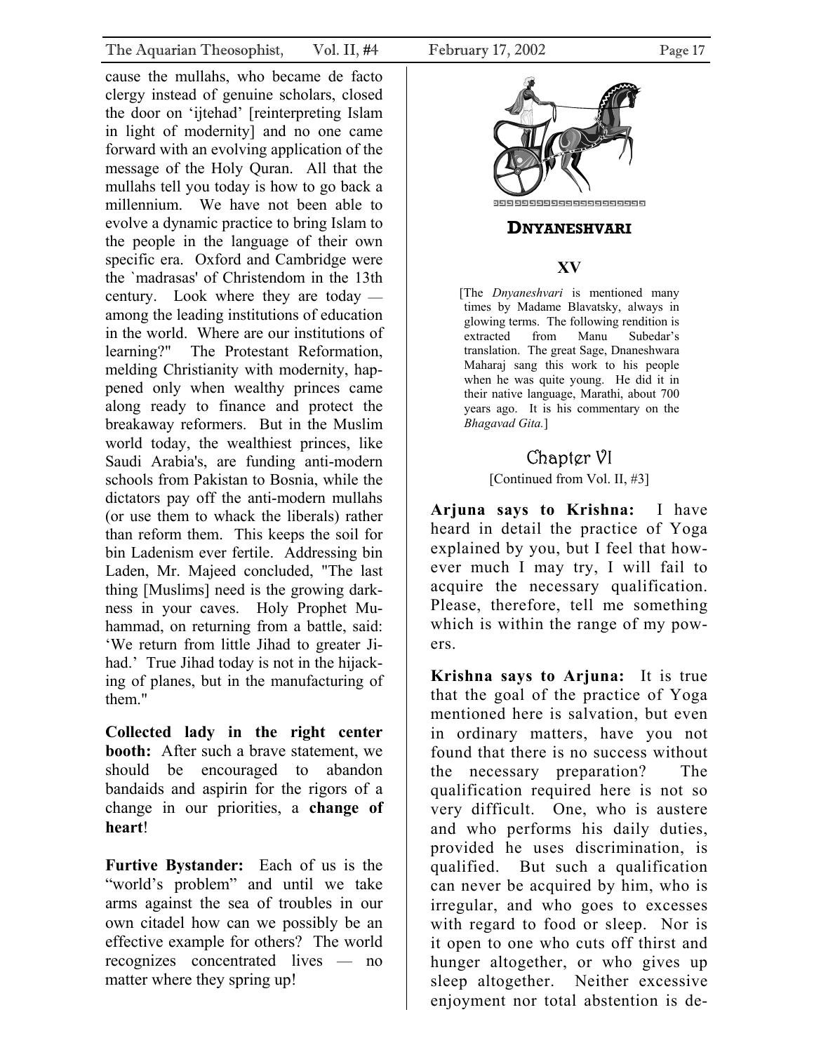cause the mullahs, who became de facto clergy instead of genuine scholars, closed the door on 'ijtehad' [reinterpreting Islam in light of modernity] and no one came forward with an evolving application of the message of the Holy Quran. All that the mullahs tell you today is how to go back a millennium. We have not been able to evolve a dynamic practice to bring Islam to the people in the language of their own specific era. Oxford and Cambridge were the `madrasas' of Christendom in the 13th century. Look where they are today — among the leading institutions of education in the world. Where are our institutions of learning?" The Protestant Reformation, melding Christianity with modernity, happened only when wealthy princes came along ready to finance and protect the breakaway reformers. But in the Muslim world today, the wealthiest princes, like Saudi Arabia's, are funding anti-modern schools from Pakistan to Bosnia, while the dictators pay off the anti-modern mullahs (or use them to whack the liberals) rather than reform them. This keeps the soil for bin Ladenism ever fertile. Addressing bin Laden, Mr. Majeed concluded, "The last thing [Muslims] need is the growing darkness in your caves. Holy Prophet Muhammad, on returning from a battle, said: 'We return from little Jihad to greater Jihad.' True Jihad today is not in the hijacking of planes, but in the manufacturing of them."

**Collected lady in the right center booth:** After such a brave statement, we should be encouraged to abandon bandaids and aspirin for the rigors of a change in our priorities, a **change of heart**!

**Furtive Bystander:** Each of us is the "world's problem" and until we take arms against the sea of troubles in our own citadel how can we possibly be an effective example for others? The world recognizes concentrated lives — no matter where they spring up!

## DNYANESHVARI

### XV

[The *Dnyaneshvari* is mentioned many times by Madame Blavatsky, always in glowing terms. The following rendition is extracted from Manu Subedar's translation. The great Sage, Dnaneshwara Maharaj sang this work to his people when he was quite young. He did it in their native language, Marathi, about 700 years ago. It is his commentary on the *Bhagavad Gita.*]

### Chapter VI

[Continued from Vol. II, #3]

**Arjuna says to Krishna:** I have heard in detail the practice of Yoga explained by you, but I feel that however much I may try, I will fail to acquire the necessary qualification. Please, therefore, tell me something which is within the range of my powers.

**Krishna says to Arjuna:** It is true that the goal of the practice of Yoga mentioned here is salvation, but even in ordinary matters, have you not found that there is no success without the necessary preparation? The qualification required here is not so very difficult. One, who is austere and who performs his daily duties, provided he uses discrimination, is qualified. But such a qualification can never be acquired by him, who is irregular, and who goes to excesses with regard to food or sleep. Nor is it open to one who cuts off thirst and hunger altogether, or who gives up sleep altogether. Neither excessive enjoyment nor total abstention is de-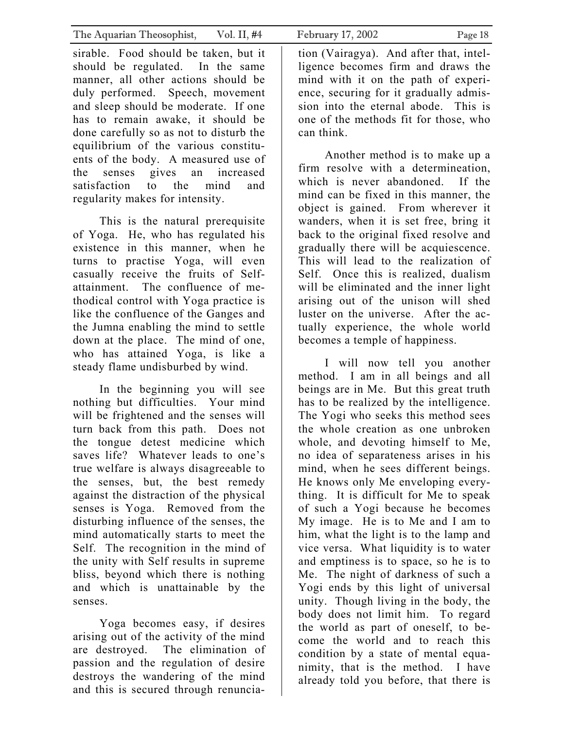sirable. Food should be taken, but it should be regulated. In the same manner, all other actions should be duly performed. Speech, movement and sleep should be moderate. If one has to remain awake, it should be done carefully so as not to disturb the equilibrium of the various constituents of the body. A measured use of the senses gives an increased satisfaction to the mind and regularity makes for intensity.

This is the natural prerequisite of Yoga. He, who has regulated his existence in this manner, when he turns to practise Yoga, will even casually receive the fruits of Self-attainment. The confluence of methodical control with Yoga practice is like the confluence of the Ganges and the Jumna enabling the mind to settle down at the place. The mind of one, who has attained Yoga, is like a steady flame undisburbed by wind.

In the beginning you will see nothing but difficulties. Your mind will be frightened and the senses will turn back from this path. Does not the tongue detest medicine which saves life? Whatever leads to one's true welfare is always disagreeable to the senses, but, the best remedy against the distraction of the physical senses is Yoga. Removed from the disturbing influence of the senses, the mind automatically starts to meet the Self. The recognition in the mind of the unity with Self results in supreme bliss, beyond which there is nothing and which is unattainable by the senses.

Yoga becomes easy, if desires arising out of the activity of the mind are destroyed. The elimination of passion and the regulation of desire destroys the wandering of the mind and this is secured through renunciation (Vairagya). And after that, intelligence becomes firm and draws the mind with it on the path of experience, securing for it gradually admission into the eternal abode. This is one of the methods fit for those, who can think.

Another method is to make up a firm resolve with a determineation, which is never abandoned. If the mind can be fixed in this manner, the object is gained. From wherever it wanders, when it is set free, bring it back to the original fixed resolve and gradually there will be acquiescence. This will lead to the realization of Self. Once this is realized, dualism will be eliminated and the inner light arising out of the unison will shed luster on the universe. After the actually experience, the whole world becomes a temple of happiness.

I will now tell you another method. I am in all beings and all beings are in Me. But this great truth has to be realized by the intelligence. The Yogi who seeks this method sees the whole creation as one unbroken whole, and devoting himself to Me, no idea of separateness arises in his mind, when he sees different beings. He knows only Me enveloping everything. It is difficult for Me to speak of such a Yogi because he becomes My image. He is to Me and I am to him, what the light is to the lamp and vice versa. What liquidity is to water and emptiness is to space, so he is to Me. The night of darkness of such a Yogi ends by this light of universal unity. Though living in the body, the body does not limit him. To regard the world as part of oneself, to become the world and to reach this condition by a state of mental equanimity, that is the method. I have already told you before, that there is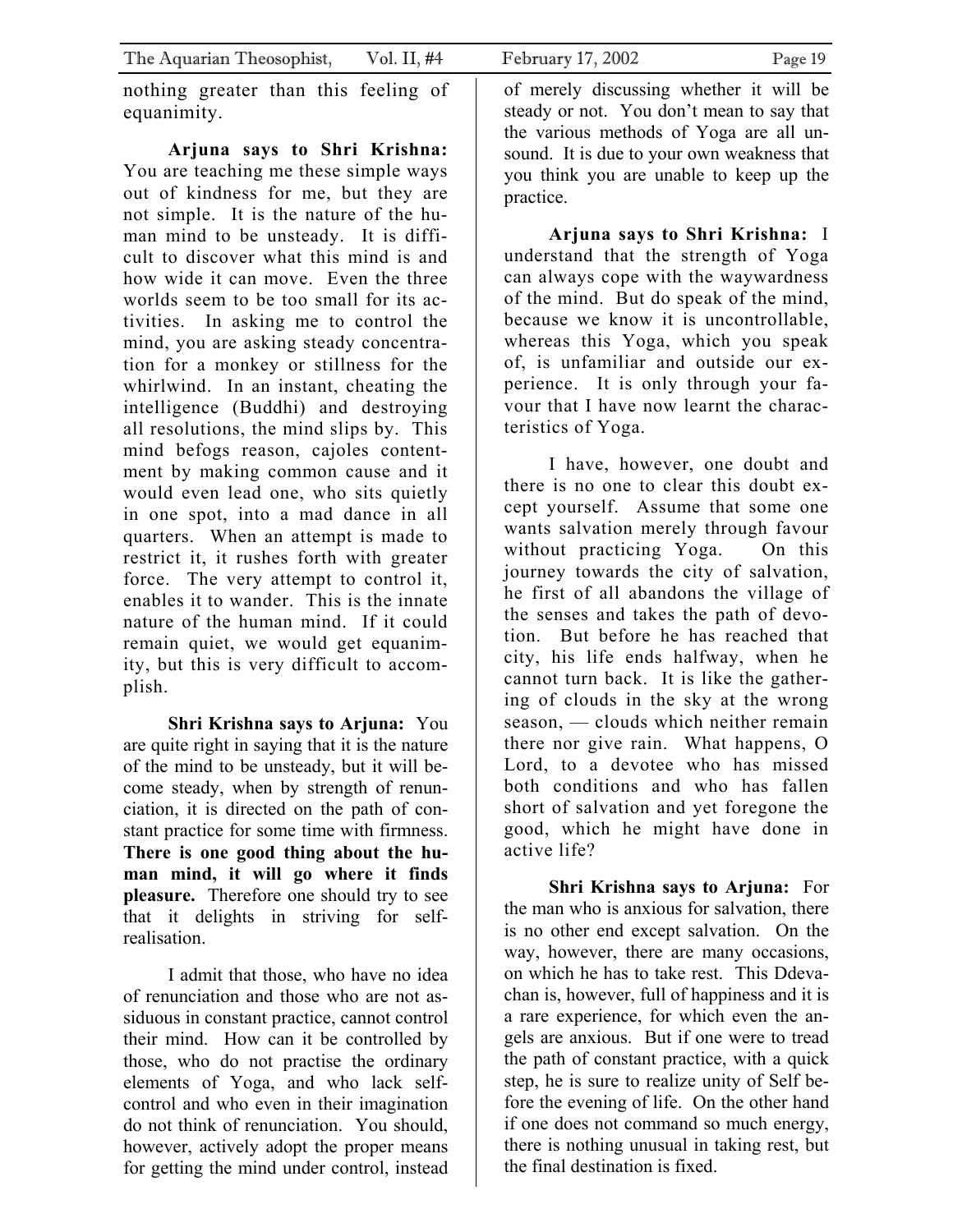nothing greater than this feeling of equanimity.

**Arjuna says to Shri Krishna:** You are teaching me these simple ways out of kindness for me, but they are not simple. It is the nature of the human mind to be unsteady. It is difficult to discover what this mind is and how wide it can move. Even the three worlds seem to be too small for its activities. In asking me to control the mind, you are asking steady concentration for a monkey or stillness for the whirlwind. In an instant, cheating the intelligence (Buddhi) and destroying all resolutions, the mind slips by. This mind befogs reason, cajoles contentment by making common cause and it would even lead one, who sits quietly in one spot, into a mad dance in all quarters. When an attempt is made to restrict it, it rushes forth with greater force. The very attempt to control it, enables it to wander. This is the innate nature of the human mind. If it could remain quiet, we would get equanimity, but this is very difficult to accomplish.

**Shri Krishna says to Arjuna:** You are quite right in saying that it is the nature of the mind to be unsteady, but it will become steady, when by strength of renunciation, it is directed on the path of constant practice for some time with firmness. **There is one good thing about the human mind, it will go where it finds pleasure.** Therefore one should try to see that it delights in striving for self-realisation.

I admit that those, who have no idea of renunciation and those who are not assiduous in constant practice, cannot control their mind. How can it be controlled by those, who do not practise the ordinary elements of Yoga, and who lack self-control and who even in their imagination do not think of renunciation. You should, however, actively adopt the proper means for getting the mind under control, instead of merely discussing whether it will be steady or not. You don't mean to say that the various methods of Yoga are all unsound. It is due to your own weakness that you think you are unable to keep up the practice.

**Arjuna says to Shri Krishna:** I understand that the strength of Yoga can always cope with the waywardness of the mind. But do speak of the mind, because we know it is uncontrollable, whereas this Yoga, which you speak of, is unfamiliar and outside our experience. It is only through your favour that I have now learnt the characteristics of Yoga.

I have, however, one doubt and there is no one to clear this doubt except yourself. Assume that some one wants salvation merely through favour without practicing Yoga. On this journey towards the city of salvation, he first of all abandons the village of the senses and takes the path of devotion. But before he has reached that city, his life ends halfway, when he cannot turn back. It is like the gathering of clouds in the sky at the wrong season, — clouds which neither remain there nor give rain. What happens, O Lord, to a devotee who has missed both conditions and who has fallen short of salvation and yet foregone the good, which he might have done in active life?

**Shri Krishna says to Arjuna:** For the man who is anxious for salvation, there is no other end except salvation. On the way, however, there are many occasions, on which he has to take rest. This Ddevachan is, however, full of happiness and it is a rare experience, for which even the angels are anxious. But if one were to tread the path of constant practice, with a quick step, he is sure to realize unity of Self before the evening of life. On the other hand if one does not command so much energy, there is nothing unusual in taking rest, but the final destination is fixed.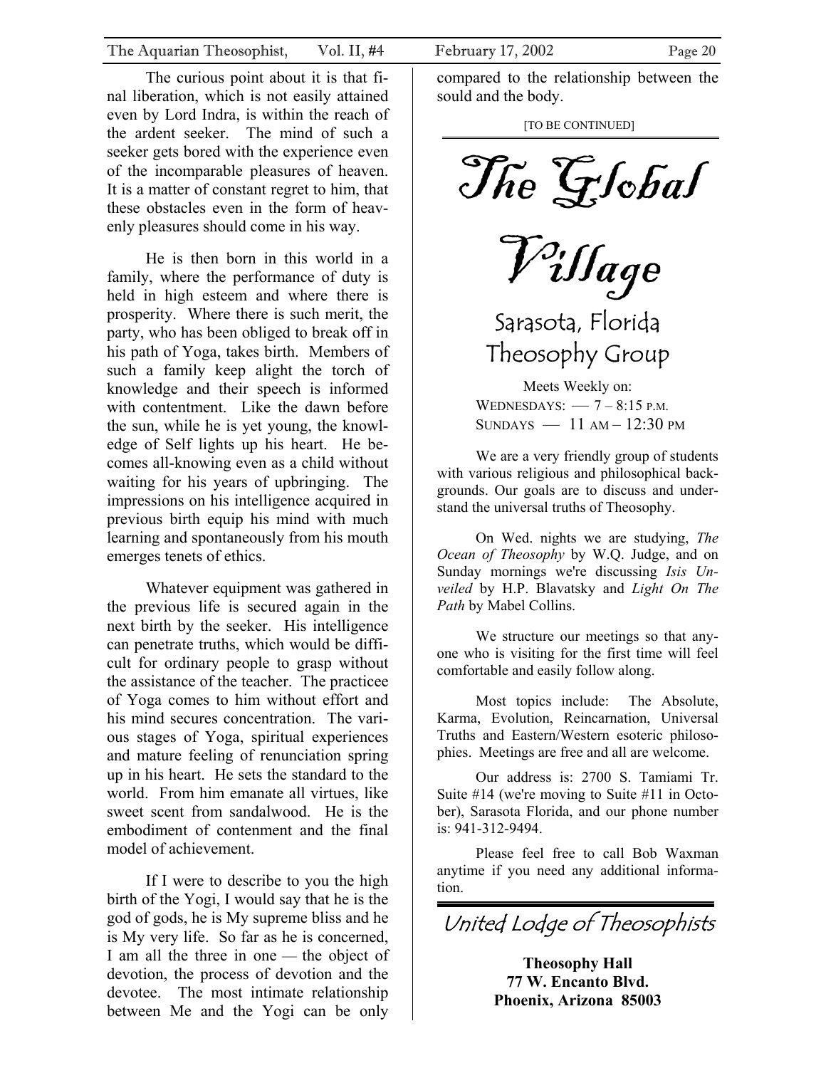The curious point about it is that final liberation, which is not easily attained even by Lord Indra, is within the reach of the ardent seeker. The mind of such a seeker gets bored with the experience even of the incomparable pleasures of heaven. It is a matter of constant regret to him, that these obstacles even in the form of heavenly pleasures should come in his way.

He is then born in this world in a family, where the performance of duty is held in high esteem and where there is prosperity. Where there is such merit, the party, who has been obliged to break off in his path of Yoga, takes birth. Members of such a family keep alight the torch of knowledge and their speech is informed with contentment. Like the dawn before the sun, while he is yet young, the knowledge of Self lights up his heart. He becomes all-knowing even as a child without waiting for his years of upbringing. The impressions on his intelligence acquired in previous birth equip his mind with much learning and spontaneously from his mouth emerges tenets of ethics.

Whatever equipment was gathered in the previous life is secured again in the next birth by the seeker. His intelligence can penetrate truths, which would be difficult for ordinary people to grasp without the assistance of the teacher. The practicee of Yoga comes to him without effort and his mind secures concentration. The various stages of Yoga, spiritual experiences and mature feeling of renunciation spring up in his heart. He sets the standard to the world. From him emanate all virtues, like sweet scent from sandalwood. He is the embodiment of contenment and the final model of achievement.

If I were to describe to you the high birth of the Yogi, I would say that he is the god of gods, he is My supreme bliss and he is My very life. So far as he is concerned, I am all the three in one — the object of devotion, the process of devotion and the devotee. The most intimate relationship between Me and the Yogi can be only compared to the relationship between the sould and the body.

[TO BE CONTINUED]

# The Global Village

## Sarasota, Florida Theosophy Group

Meets Weekly on:
WEDNESDAYS: — 7 – 8:15 P.M.
SUNDAYS — 11 AM – 12:30 PM

We are a very friendly group of students with various religious and philosophical backgrounds. Our goals are to discuss and understand the universal truths of Theosophy.

On Wed. nights we are studying, *The Ocean of Theosophy* by W.Q. Judge, and on Sunday mornings we're discussing *Isis Unveiled* by H.P. Blavatsky and *Light On The Path* by Mabel Collins.

We structure our meetings so that anyone who is visiting for the first time will feel comfortable and easily follow along.

Most topics include: The Absolute, Karma, Evolution, Reincarnation, Universal Truths and Eastern/Western esoteric philosophies. Meetings are free and all are welcome.

Our address is: 2700 S. Tamiami Tr. Suite #14 (we're moving to Suite #11 in October), Sarasota Florida, and our phone number is: 941-312-9494.

Please feel free to call Bob Waxman anytime if you need any additional information.

## United Lodge of Theosophists

**Theosophy Hall**
**77 W. Encanto Blvd.**
**Phoenix, Arizona 85003**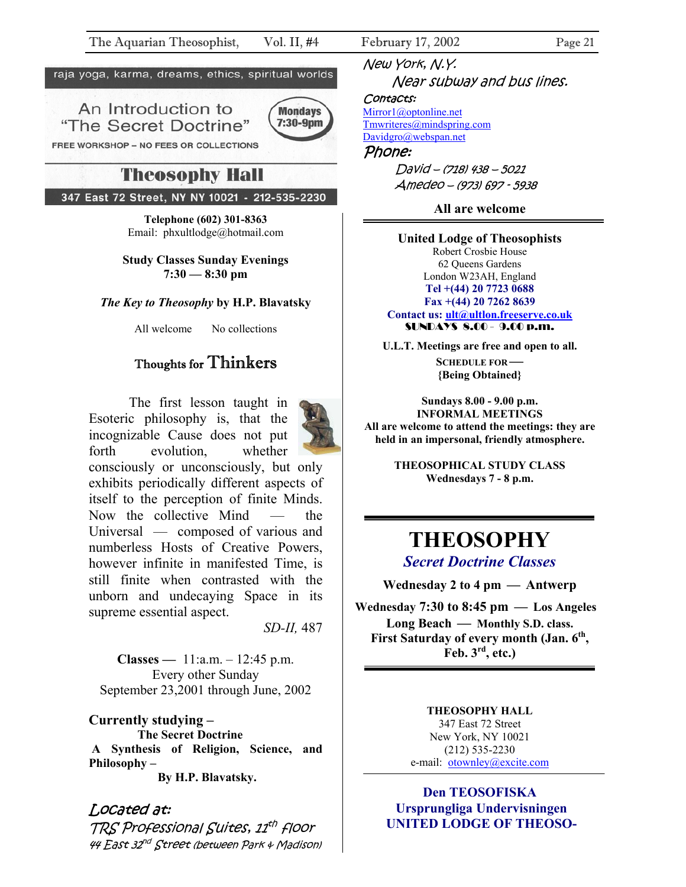raja yoga, karma, dreams, ethics, spiritual worlds

An Introduction to "The Secret Doctrine"

**Mondays 7:30-9pm**

FREE WORKSHOP – NO FEES OR COLLECTIONS

## Theosophy Hall

**347 East 72 Street, NY NY 10021 - 212-535-2230**

**Telephone (602) 301-8363**
Email: phxultlodge@hotmail.com

**Study Classes Sunday Evenings**
**7:30 — 8:30 pm**

***The Key to Theosophy* by H.P. Blavatsky**

All welcome No collections

### Thoughts for Thinkers

The first lesson taught in Esoteric philosophy is, that the incognizable Cause does not put forth evolution, whether consciously or unconsciously, but only exhibits periodically different aspects of itself to the perception of finite Minds. Now the collective Mind — the Universal — composed of various and numberless Hosts of Creative Powers, however infinite in manifested Time, is still finite when contrasted with the unborn and undecaying Space in its supreme essential aspect.

*SD-II,* 487

**Classes —** 11:a.m. – 12:45 p.m.
Every other Sunday
September 23,2001 through June, 2002

**Currently studying –**
**The Secret Doctrine**
**A Synthesis of Religion, Science, and Philosophy –**
**By H.P. Blavatsky.**

*Located at:*
*TRS Professional Suites, 11th floor*
*44 East 32nd Street (between Park & Madison)*
*New York, N.Y.*
*Near subway and bus lines.*

*Contacts:*
Mirror1@optonline.net
Tmwriteres@mindspring.com
Davidgro@webspan.net

*Phone:*
*David – (718) 438 – 5021*
*Amedeo – (973) 697 - 5938*

**All are welcome**

---

**United Lodge of Theosophists**
Robert Crosbie House
62 Queens Gardens
London W23AH, England
**Tel +(44) 20 7723 0688**
**Fax +(44) 20 7262 8639**
**Contact us: ult@ultlon.freeserve.co.uk**
**SUNDAYS 8.00 - 9.00 p.m.**

**U.L.T. Meetings are free and open to all.**
**SCHEDULE FOR —**
**{Being Obtained}**

**Sundays 8.00 - 9.00 p.m.**
**INFORMAL MEETINGS**
**All are welcome to attend the meetings: they are held in an impersonal, friendly atmosphere.**

**THEOSOPHICAL STUDY CLASS**
**Wednesdays 7 - 8 p.m.**

---

# THEOSOPHY

***Secret Doctrine Classes***

**Wednesday 2 to 4 pm — Antwerp**

**Wednesday 7:30 to 8:45 pm — Los Angeles**

**Long Beach — Monthly S.D. class.**
**First Saturday of every month (Jan. 6th, Feb. 3rd, etc.)**

---

**THEOSOPHY HALL**
347 East 72 Street
New York, NY 10021
(212) 535-2230
e-mail: otownley@excite.com

---

**Den TEOSOFISKA**
**Ursprungliga Undervisningen**
**UNITED LODGE OF THEOSO-**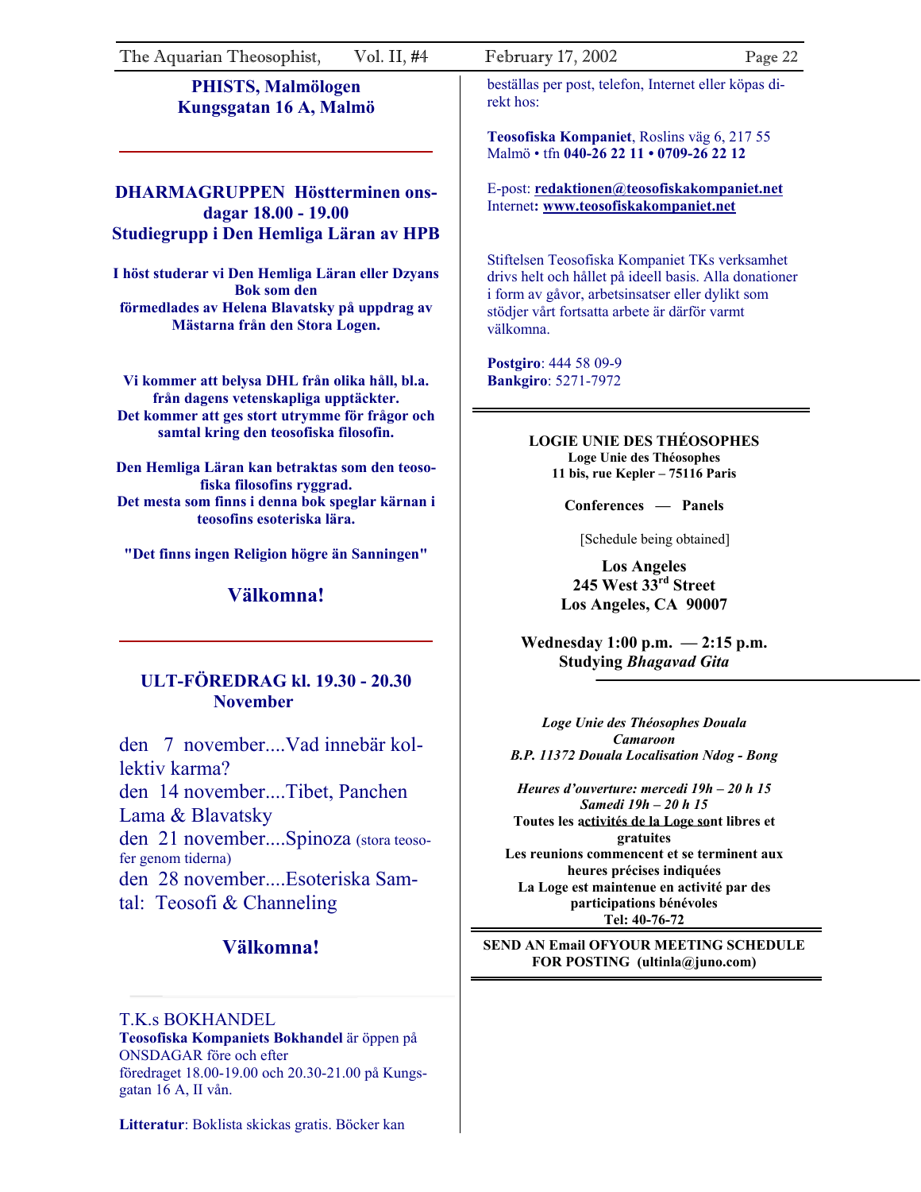**PHISTS, Malmölogen**
**Kungsgatan 16 A, Malmö**

---

**DHARMAGRUPPEN Höstterminen onsdagar 18.00 - 19.00**
**Studiegrupp i Den Hemliga Läran av HPB**

**I höst studerar vi Den Hemliga Läran eller Dzyans Bok som den förmedlades av Helena Blavatsky på uppdrag av Mästarna från den Stora Logen.**

**Vi kommer att belysa DHL från olika håll, bl.a. från dagens vetenskapliga upptäckter.**
**Det kommer att ges stort utrymme för frågor och samtal kring den teosofiska filosofin.**

**Den Hemliga Läran kan betraktas som den teosofiska filosofins ryggrad.**
**Det mesta som finns i denna bok speglar kärnan i teosofins esoteriska lära.**

**"Det finns ingen Religion högre än Sanningen"**

**Välkomna!**

---

**ULT-FÖREDRAG kl. 19.30 - 20.30**
**November**

den 7 november....Vad innebär kollektiv karma?
den 14 november....Tibet, Panchen Lama & Blavatsky
den 21 november....Spinoza (stora teosofer genom tiderna)
den 28 november....Esoteriska Samtal: Teosofi & Channeling

**Välkomna!**

---

T.K.s BOKHANDEL
**Teosofiska Kompaniets Bokhandel** är öppen på ONSDAGAR före och efter föredraget 18.00-19.00 och 20.30-21.00 på Kungsgatan 16 A, II vån.

**Litteratur**: Boklista skickas gratis. Böcker kan beställas per post, telefon, Internet eller köpas direkt hos:

**Teosofiska Kompaniet**, Roslins väg 6, 217 55 Malmö • tfn **040-26 22 11 • 0709-26 22 12**

E-post: **redaktionen@teosofiskakompaniet.net**
Internet**: www.teosofiskakompaniet.net**

Stiftelsen Teosofiska Kompaniet TKs verksamhet drivs helt och hållet på ideell basis. Alla donationer i form av gåvor, arbetsinsatser eller dylikt som stödjer vårt fortsatta arbete är därför varmt välkomna.

**Postgiro**: 444 58 09-9
**Bankgiro**: 5271-7972

---

**LOGIE UNIE DES THÉOSOPHES**
**Loge Unie des Théosophes**
**11 bis, rue Kepler – 75116 Paris**

**Conferences — Panels**

[Schedule being obtained]

**Los Angeles**
**245 West 33rd Street**
**Los Angeles, CA 90007**

**Wednesday 1:00 p.m. — 2:15 p.m.**
**Studying *Bhagavad Gita***

---

***Loge Unie des Théosophes Douala***
***Camaroon***
***B.P. 11372 Douala Localisation Ndog - Bong***

***Heures d'ouverture: mercedi 19h – 20 h 15***
***Samedi 19h – 20 h 15***
**Toutes les activités de la Loge sont libres et gratuites**
**Les reunions commencent et se terminent aux heures précises indiquées**
**La Loge est maintenue en activité par des participations bénévoles**
**Tel: 40-76-72**

---

**SEND AN Email OFYOUR MEETING SCHEDULE FOR POSTING (ultinla@juno.com)**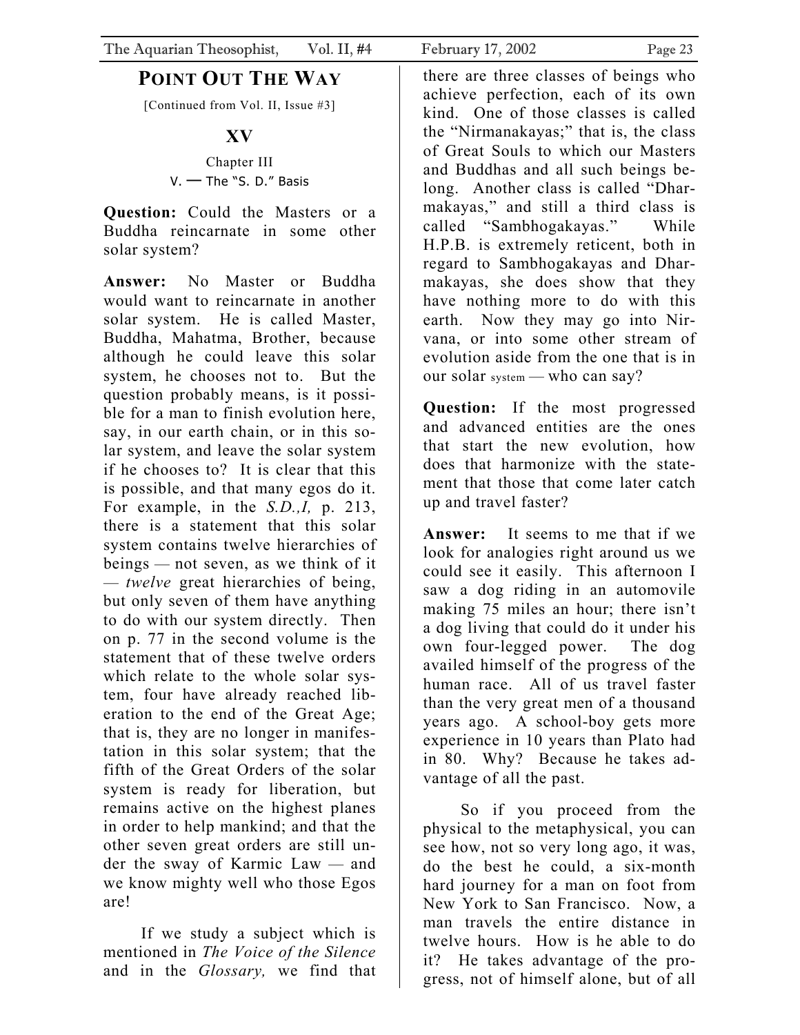# POINT OUT THE WAY

[Continued from Vol. II, Issue #3]

## XV

Chapter III

V. — The "S. D." Basis

**Question:** Could the Masters or a Buddha reincarnate in some other solar system?

**Answer:** No Master or Buddha would want to reincarnate in another solar system. He is called Master, Buddha, Mahatma, Brother, because although he could leave this solar system, he chooses not to. But the question probably means, is it possible for a man to finish evolution here, say, in our earth chain, or in this solar system, and leave the solar system if he chooses to? It is clear that this is possible, and that many egos do it. For example, in the *S.D.,I,* p. 213, there is a statement that this solar system contains twelve hierarchies of beings — not seven, as we think of it — *twelve* great hierarchies of being, but only seven of them have anything to do with our system directly. Then on p. 77 in the second volume is the statement that of these twelve orders which relate to the whole solar system, four have already reached liberation to the end of the Great Age; that is, they are no longer in manifestation in this solar system; that the fifth of the Great Orders of the solar system is ready for liberation, but remains active on the highest planes in order to help mankind; and that the other seven great orders are still under the sway of Karmic Law — and we know mighty well who those Egos are!

If we study a subject which is mentioned in *The Voice of the Silence* and in the *Glossary,* we find that there are three classes of beings who achieve perfection, each of its own kind. One of those classes is called the "Nirmanakayas;" that is, the class of Great Souls to which our Masters and Buddhas and all such beings belong. Another class is called "Dharmakayas," and still a third class is called "Sambhogakayas." While H.P.B. is extremely reticent, both in regard to Sambhogakayas and Dharmakayas, she does show that they have nothing more to do with this earth. Now they may go into Nirvana, or into some other stream of evolution aside from the one that is in our solar system — who can say?

**Question:** If the most progressed and advanced entities are the ones that start the new evolution, how does that harmonize with the statement that those that come later catch up and travel faster?

**Answer:** It seems to me that if we look for analogies right around us we could see it easily. This afternoon I saw a dog riding in an automovile making 75 miles an hour; there isn't a dog living that could do it under his own four-legged power. The dog availed himself of the progress of the human race. All of us travel faster than the very great men of a thousand years ago. A school-boy gets more experience in 10 years than Plato had in 80. Why? Because he takes advantage of all the past.

So if you proceed from the physical to the metaphysical, you can see how, not so very long ago, it was, do the best he could, a six-month hard journey for a man on foot from New York to San Francisco. Now, a man travels the entire distance in twelve hours. How is he able to do it? He takes advantage of the progress, not of himself alone, but of all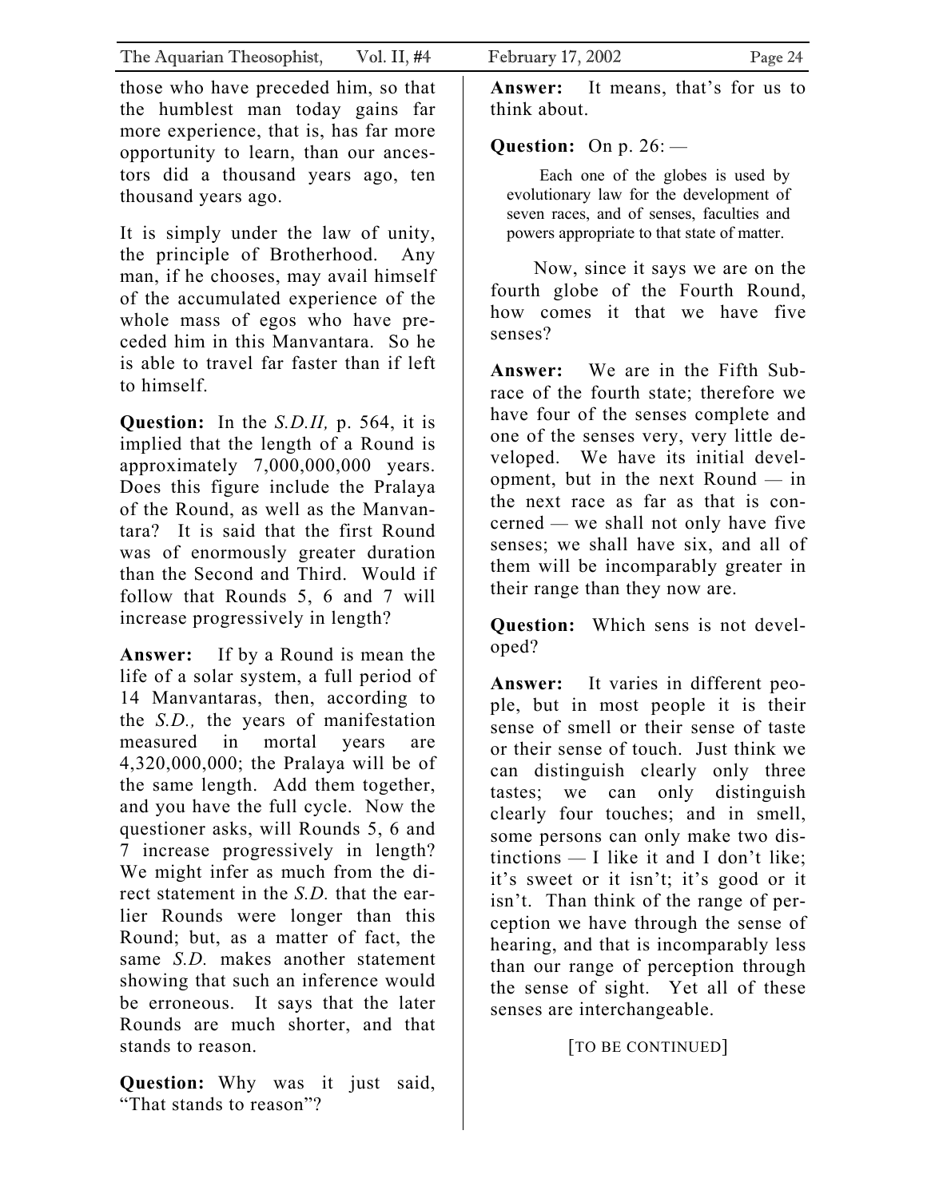those who have preceded him, so that the humblest man today gains far more experience, that is, has far more opportunity to learn, than our ancestors did a thousand years ago, ten thousand years ago.

It is simply under the law of unity, the principle of Brotherhood. Any man, if he chooses, may avail himself of the accumulated experience of the whole mass of egos who have preceded him in this Manvantara. So he is able to travel far faster than if left to himself.

**Question:** In the *S.D.II,* p. 564, it is implied that the length of a Round is approximately 7,000,000,000 years. Does this figure include the Pralaya of the Round, as well as the Manvantara? It is said that the first Round was of enormously greater duration than the Second and Third. Would if follow that Rounds 5, 6 and 7 will increase progressively in length?

**Answer:** If by a Round is mean the life of a solar system, a full period of 14 Manvantaras, then, according to the *S.D.,* the years of manifestation measured in mortal years are 4,320,000,000; the Pralaya will be of the same length. Add them together, and you have the full cycle. Now the questioner asks, will Rounds 5, 6 and 7 increase progressively in length? We might infer as much from the direct statement in the *S.D.* that the earlier Rounds were longer than this Round; but, as a matter of fact, the same *S.D.* makes another statement showing that such an inference would be erroneous. It says that the later Rounds are much shorter, and that stands to reason.

**Question:** Why was it just said, "That stands to reason"?

**Answer:** It means, that's for us to think about.

**Question:** On p. 26: —

> Each one of the globes is used by evolutionary law for the development of seven races, and of senses, faculties and powers appropriate to that state of matter.

Now, since it says we are on the fourth globe of the Fourth Round, how comes it that we have five senses?

**Answer:** We are in the Fifth Subrace of the fourth state; therefore we have four of the senses complete and one of the senses very, very little developed. We have its initial development, but in the next Round — in the next race as far as that is concerned — we shall not only have five senses; we shall have six, and all of them will be incomparably greater in their range than they now are.

**Question:** Which sens is not developed?

**Answer:** It varies in different people, but in most people it is their sense of smell or their sense of taste or their sense of touch. Just think we can distinguish clearly only three tastes; we can only distinguish clearly four touches; and in smell, some persons can only make two distinctions — I like it and I don't like; it's sweet or it isn't; it's good or it isn't. Than think of the range of perception we have through the sense of hearing, and that is incomparably less than our range of perception through the sense of sight. Yet all of these senses are interchangeable.

[TO BE CONTINUED]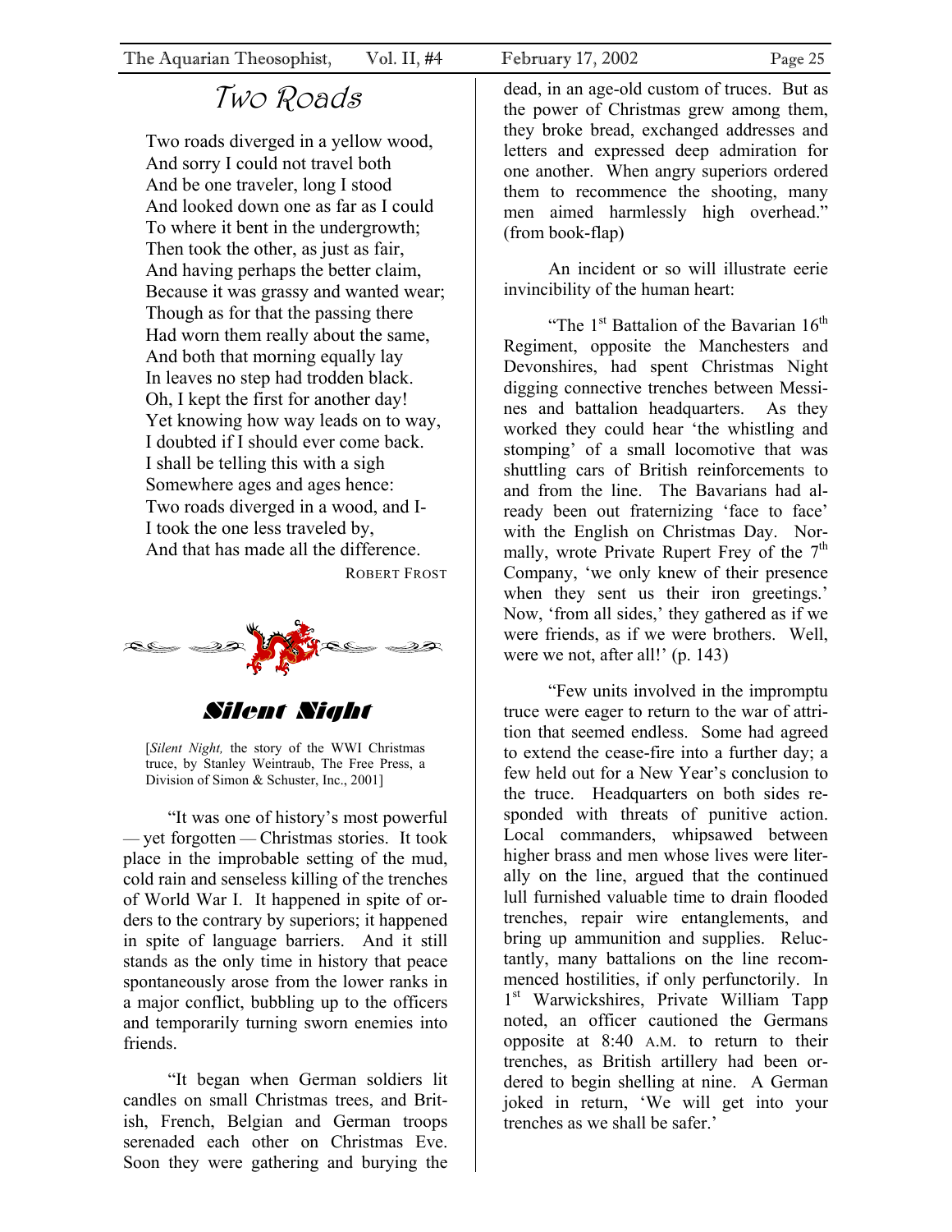# Two Roads

Two roads diverged in a yellow wood,
And sorry I could not travel both
And be one traveler, long I stood
And looked down one as far as I could
To where it bent in the undergrowth;
Then took the other, as just as fair,
And having perhaps the better claim,
Because it was grassy and wanted wear;
Though as for that the passing there
Had worn them really about the same,
And both that morning equally lay
In leaves no step had trodden black.
Oh, I kept the first for another day!
Yet knowing how way leads on to way,
I doubted if I should ever come back.
I shall be telling this with a sigh
Somewhere ages and ages hence:
Two roads diverged in a wood, and I-
I took the one less traveled by,
And that has made all the difference.

ROBERT FROST

# Silent Night

[*Silent Night,* the story of the WWI Christmas truce, by Stanley Weintraub, The Free Press, a Division of Simon & Schuster, Inc., 2001]

"It was one of history's most powerful — yet forgotten — Christmas stories. It took place in the improbable setting of the mud, cold rain and senseless killing of the trenches of World War I. It happened in spite of orders to the contrary by superiors; it happened in spite of language barriers. And it still stands as the only time in history that peace spontaneously arose from the lower ranks in a major conflict, bubbling up to the officers and temporarily turning sworn enemies into friends.

"It began when German soldiers lit candles on small Christmas trees, and British, French, Belgian and German troops serenaded each other on Christmas Eve. Soon they were gathering and burying the dead, in an age-old custom of truces. But as the power of Christmas grew among them, they broke bread, exchanged addresses and letters and expressed deep admiration for one another. When angry superiors ordered them to recommence the shooting, many men aimed harmlessly high overhead." (from book-flap)

An incident or so will illustrate eerie invincibility of the human heart:

"The 1st Battalion of the Bavarian 16th Regiment, opposite the Manchesters and Devonshires, had spent Christmas Night digging connective trenches between Messines and battalion headquarters. As they worked they could hear 'the whistling and stomping' of a small locomotive that was shuttling cars of British reinforcements to and from the line. The Bavarians had already been out fraternizing 'face to face' with the English on Christmas Day. Normally, wrote Private Rupert Frey of the 7th Company, 'we only knew of their presence when they sent us their iron greetings.' Now, 'from all sides,' they gathered as if we were friends, as if we were brothers. Well, were we not, after all!' (p. 143)

"Few units involved in the impromptu truce were eager to return to the war of attrition that seemed endless. Some had agreed to extend the cease-fire into a further day; a few held out for a New Year's conclusion to the truce. Headquarters on both sides responded with threats of punitive action. Local commanders, whipsawed between higher brass and men whose lives were literally on the line, argued that the continued lull furnished valuable time to drain flooded trenches, repair wire entanglements, and bring up ammunition and supplies. Reluctantly, many battalions on the line recommenced hostilities, if only perfunctorily. In 1st Warwickshires, Private William Tapp noted, an officer cautioned the Germans opposite at 8:40 A.M. to return to their trenches, as British artillery had been ordered to begin shelling at nine. A German joked in return, 'We will get into your trenches as we shall be safer.'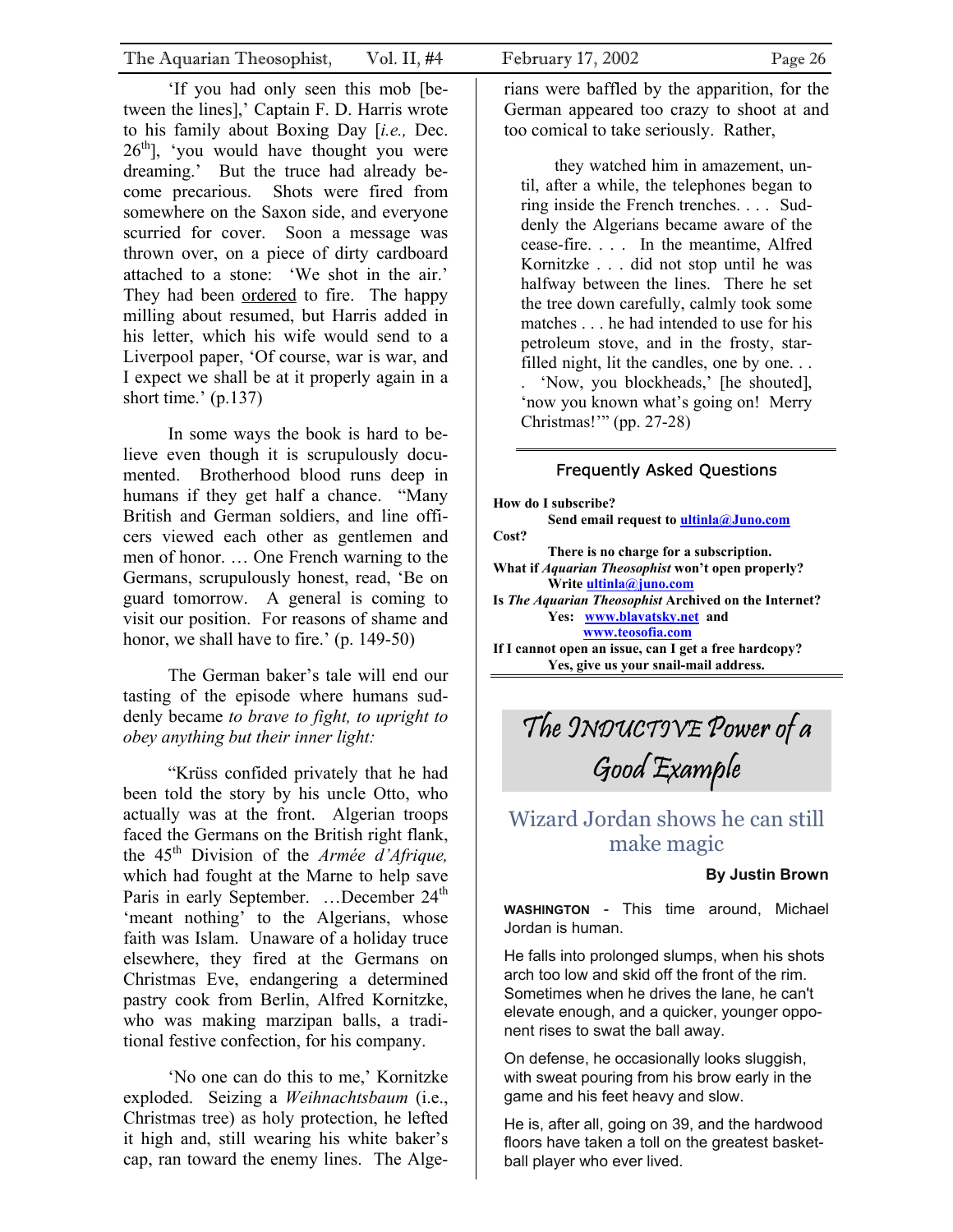'If you had only seen this mob [between the lines],' Captain F. D. Harris wrote to his family about Boxing Day [*i.e.,* Dec. 26th], 'you would have thought you were dreaming.' But the truce had already become precarious. Shots were fired from somewhere on the Saxon side, and everyone scurried for cover. Soon a message was thrown over, on a piece of dirty cardboard attached to a stone: 'We shot in the air.' They had been <u>ordered</u> to fire. The happy milling about resumed, but Harris added in his letter, which his wife would send to a Liverpool paper, 'Of course, war is war, and I expect we shall be at it properly again in a short time.' (p.137)

In some ways the book is hard to believe even though it is scrupulously documented. Brotherhood blood runs deep in humans if they get half a chance. "Many British and German soldiers, and line officers viewed each other as gentlemen and men of honor. … One French warning to the Germans, scrupulously honest, read, 'Be on guard tomorrow. A general is coming to visit our position. For reasons of shame and honor, we shall have to fire.' (p. 149-50)

The German baker's tale will end our tasting of the episode where humans suddenly became *to brave to fight, to upright to obey anything but their inner light:*

"Krüss confided privately that he had been told the story by his uncle Otto, who actually was at the front. Algerian troops faced the Germans on the British right flank, the 45th Division of the *Armée d'Afrique,* which had fought at the Marne to help save Paris in early September. …December 24th 'meant nothing' to the Algerians, whose faith was Islam. Unaware of a holiday truce elsewhere, they fired at the Germans on Christmas Eve, endangering a determined pastry cook from Berlin, Alfred Kornitzke, who was making marzipan balls, a traditional festive confection, for his company.

'No one can do this to me,' Kornitzke exploded. Seizing a *Weihnachtsbaum* (i.e., Christmas tree) as holy protection, he lefted it high and, still wearing his white baker's cap, ran toward the enemy lines. The Algerians were baffled by the apparition, for the German appeared too crazy to shoot at and too comical to take seriously. Rather,

> they watched him in amazement, until, after a while, the telephones began to ring inside the French trenches. . . . Suddenly the Algerians became aware of the cease-fire. . . . In the meantime, Alfred Kornitzke . . . did not stop until he was halfway between the lines. There he set the tree down carefully, calmly took some matches . . . he had intended to use for his petroleum stove, and in the frosty, star-filled night, lit the candles, one by one. . . . 'Now, you blockheads,' [he shouted], 'now you known what's going on! Merry Christmas!'" (pp. 27-28)

---

### Frequently Asked Questions

**How do I subscribe?**
**Send email request to ultinla@Juno.com**
**Cost?**
**There is no charge for a subscription.**
**What if *Aquarian Theosophist* won't open properly?**
**Write ultinla@juno.com**
**Is *The Aquarian Theosophist* Archived on the Internet?**
**Yes: www.blavatsky.net and www.teosofia.com**
**If I cannot open an issue, can I get a free hardcopy?**
**Yes, give us your snail-mail address.**

---

# The INDUCTIVE Power of a Good Example

## Wizard Jordan shows he can still make magic

**By Justin Brown**

**WASHINGTON** - This time around, Michael Jordan is human.

He falls into prolonged slumps, when his shots arch too low and skid off the front of the rim. Sometimes when he drives the lane, he can't elevate enough, and a quicker, younger opponent rises to swat the ball away.

On defense, he occasionally looks sluggish, with sweat pouring from his brow early in the game and his feet heavy and slow.

He is, after all, going on 39, and the hardwood floors have taken a toll on the greatest basketball player who ever lived.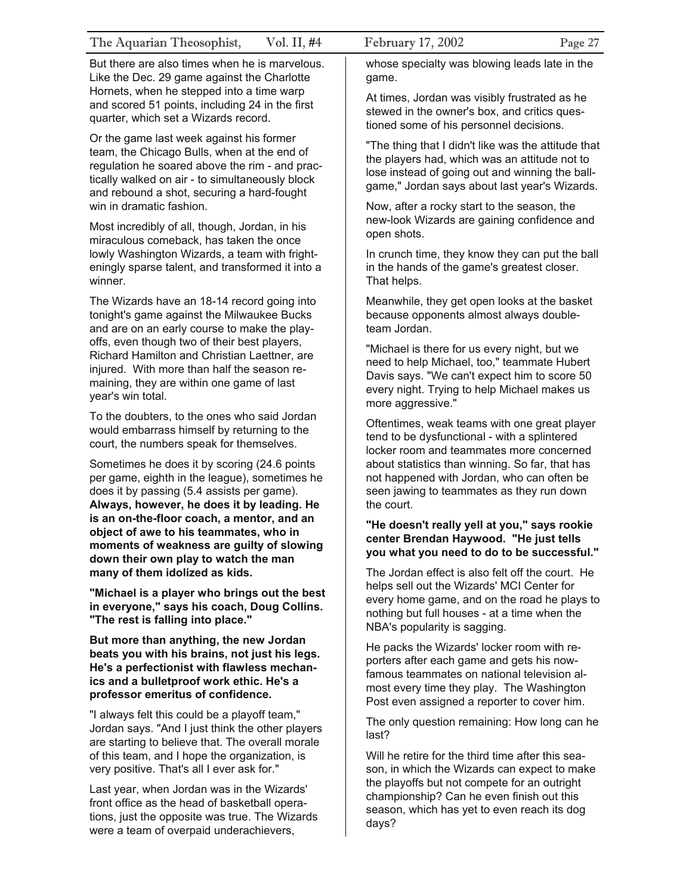But there are also times when he is marvelous. Like the Dec. 29 game against the Charlotte Hornets, when he stepped into a time warp and scored 51 points, including 24 in the first quarter, which set a Wizards record.

Or the game last week against his former team, the Chicago Bulls, when at the end of regulation he soared above the rim - and practically walked on air - to simultaneously block and rebound a shot, securing a hard-fought win in dramatic fashion.

Most incredibly of all, though, Jordan, in his miraculous comeback, has taken the once lowly Washington Wizards, a team with frighteningly sparse talent, and transformed it into a winner.

The Wizards have an 18-14 record going into tonight's game against the Milwaukee Bucks and are on an early course to make the playoffs, even though two of their best players, Richard Hamilton and Christian Laettner, are injured. With more than half the season remaining, they are within one game of last year's win total.

To the doubters, to the ones who said Jordan would embarrass himself by returning to the court, the numbers speak for themselves.

Sometimes he does it by scoring (24.6 points per game, eighth in the league), sometimes he does it by passing (5.4 assists per game). **Always, however, he does it by leading. He is an on-the-floor coach, a mentor, and an object of awe to his teammates, who in moments of weakness are guilty of slowing down their own play to watch the man many of them idolized as kids.**

**"Michael is a player who brings out the best in everyone," says his coach, Doug Collins. "The rest is falling into place."**

**But more than anything, the new Jordan beats you with his brains, not just his legs. He's a perfectionist with flawless mechanics and a bulletproof work ethic. He's a professor emeritus of confidence.**

"I always felt this could be a playoff team," Jordan says. "And I just think the other players are starting to believe that. The overall morale of this team, and I hope the organization, is very positive. That's all I ever ask for."

Last year, when Jordan was in the Wizards' front office as the head of basketball operations, just the opposite was true. The Wizards were a team of overpaid underachievers, whose specialty was blowing leads late in the game.

At times, Jordan was visibly frustrated as he stewed in the owner's box, and critics questioned some of his personnel decisions.

"The thing that I didn't like was the attitude that the players had, which was an attitude not to lose instead of going out and winning the ballgame," Jordan says about last year's Wizards.

Now, after a rocky start to the season, the new-look Wizards are gaining confidence and open shots.

In crunch time, they know they can put the ball in the hands of the game's greatest closer. That helps.

Meanwhile, they get open looks at the basket because opponents almost always double-team Jordan.

"Michael is there for us every night, but we need to help Michael, too," teammate Hubert Davis says. "We can't expect him to score 50 every night. Trying to help Michael makes us more aggressive."

Oftentimes, weak teams with one great player tend to be dysfunctional - with a splintered locker room and teammates more concerned about statistics than winning. So far, that has not happened with Jordan, who can often be seen jawing to teammates as they run down the court.

**"He doesn't really yell at you," says rookie center Brendan Haywood. "He just tells you what you need to do to be successful."**

The Jordan effect is also felt off the court. He helps sell out the Wizards' MCI Center for every home game, and on the road he plays to nothing but full houses - at a time when the NBA's popularity is sagging.

He packs the Wizards' locker room with reporters after each game and gets his now-famous teammates on national television almost every time they play. The Washington Post even assigned a reporter to cover him.

The only question remaining: How long can he last?

Will he retire for the third time after this season, in which the Wizards can expect to make the playoffs but not compete for an outright championship? Can he even finish out this season, which has yet to even reach its dog days?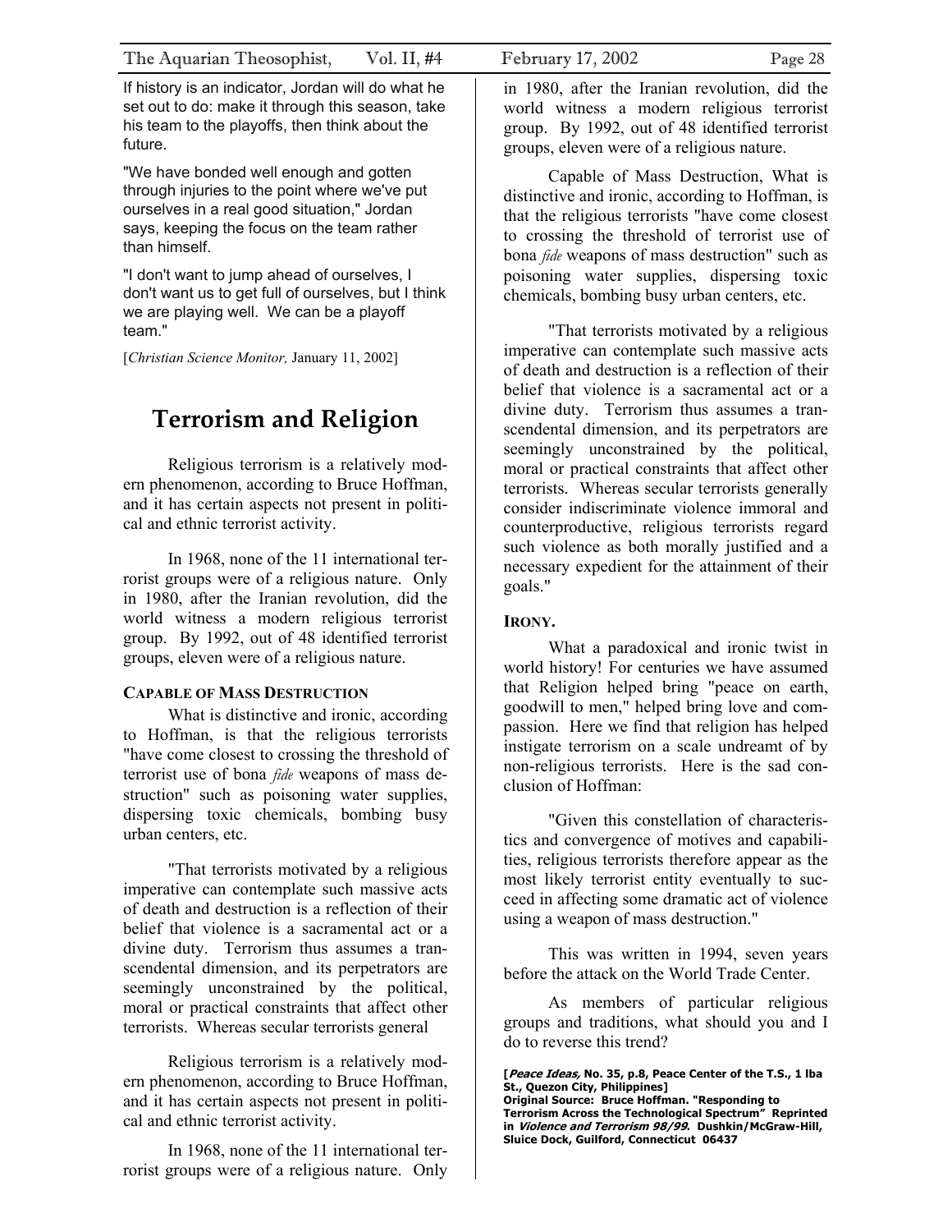If history is an indicator, Jordan will do what he set out to do: make it through this season, take his team to the playoffs, then think about the future.

"We have bonded well enough and gotten through injuries to the point where we've put ourselves in a real good situation," Jordan says, keeping the focus on the team rather than himself.

"I don't want to jump ahead of ourselves, I don't want us to get full of ourselves, but I think we are playing well. We can be a playoff team."

[*Christian Science Monitor,* January 11, 2002]

# Terrorism and Religion

Religious terrorism is a relatively modern phenomenon, according to Bruce Hoffman, and it has certain aspects not present in political and ethnic terrorist activity.

In 1968, none of the 11 international terrorist groups were of a religious nature. Only in 1980, after the Iranian revolution, did the world witness a modern religious terrorist group. By 1992, out of 48 identified terrorist groups, eleven were of a religious nature.

**CAPABLE OF MASS DESTRUCTION**

What is distinctive and ironic, according to Hoffman, is that the religious terrorists "have come closest to crossing the threshold of terrorist use of bona *fide* weapons of mass destruction" such as poisoning water supplies, dispersing toxic chemicals, bombing busy urban centers, etc.

"That terrorists motivated by a religious imperative can contemplate such massive acts of death and destruction is a reflection of their belief that violence is a sacramental act or a divine duty. Terrorism thus assumes a transcendental dimension, and its perpetrators are seemingly unconstrained by the political, moral or practical constraints that affect other terrorists. Whereas secular terrorists general

Religious terrorism is a relatively modern phenomenon, according to Bruce Hoffman, and it has certain aspects not present in political and ethnic terrorist activity.

In 1968, none of the 11 international terrorist groups were of a religious nature. Only in 1980, after the Iranian revolution, did the world witness a modern religious terrorist group. By 1992, out of 48 identified terrorist groups, eleven were of a religious nature.

Capable of Mass Destruction, What is distinctive and ironic, according to Hoffman, is that the religious terrorists "have come closest to crossing the threshold of terrorist use of bona *fide* weapons of mass destruction" such as poisoning water supplies, dispersing toxic chemicals, bombing busy urban centers, etc.

"That terrorists motivated by a religious imperative can contemplate such massive acts of death and destruction is a reflection of their belief that violence is a sacramental act or a divine duty. Terrorism thus assumes a transcendental dimension, and its perpetrators are seemingly unconstrained by the political, moral or practical constraints that affect other terrorists. Whereas secular terrorists generally consider indiscriminate violence immoral and counterproductive, religious terrorists regard such violence as both morally justified and a necessary expedient for the attainment of their goals."

**IRONY.**

What a paradoxical and ironic twist in world history! For centuries we have assumed that Religion helped bring "peace on earth, goodwill to men," helped bring love and compassion. Here we find that religion has helped instigate terrorism on a scale undreamt of by non-religious terrorists. Here is the sad conclusion of Hoffman:

"Given this constellation of characteristics and convergence of motives and capabilities, religious terrorists therefore appear as the most likely terrorist entity eventually to succeed in affecting some dramatic act of violence using a weapon of mass destruction."

This was written in 1994, seven years before the attack on the World Trade Center.

As members of particular religious groups and traditions, what should you and I do to reverse this trend?

**[*Peace Ideas,* No. 35, p.8, Peace Center of the T.S., 1 Iba St., Quezon City, Philippines]**
**Original Source: Bruce Hoffman. "Responding to Terrorism Across the Technological Spectrum" Reprinted in *Violence and Terrorism 98/99*. Dushkin/McGraw-Hill, Sluice Dock, Guilford, Connecticut 06437**